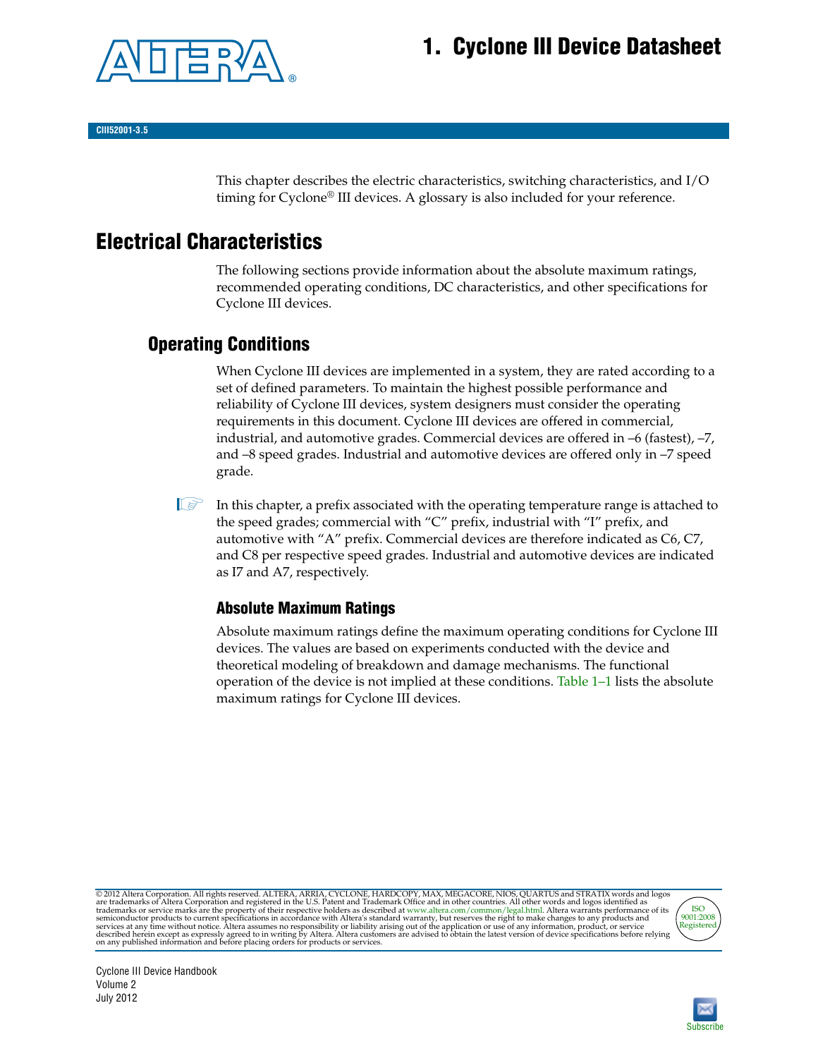# 1. Cyclone III Device Datasheet

CIII52001-3.5

This chapter describes the electric characteristics, switching characteristics, and I/O timing for Cyclone® III devices. A glossary is also included for your reference.

## Electrical Characteristics

The following sections provide information about the absolute maximum ratings, recommended operating conditions, DC characteristics, and other specifications for Cyclone III devices.

### Operating Conditions

When Cyclone III devices are implemented in a system, they are rated according to a set of defined parameters. To maintain the highest possible performance and reliability of Cyclone III devices, system designers must consider the operating requirements in this document. Cyclone III devices are offered in commercial, industrial, and automotive grades. Commercial devices are offered in –6 (fastest), –7, and –8 speed grades. Industrial and automotive devices are offered only in –7 speed grade.

In this chapter, a prefix associated with the operating temperature range is attached to the speed grades; commercial with "C" prefix, industrial with "I" prefix, and automotive with "A" prefix. Commercial devices are therefore indicated as C6, C7, and C8 per respective speed grades. Industrial and automotive devices are indicated as I7 and A7, respectively.

#### Absolute Maximum Ratings

Absolute maximum ratings define the maximum operating conditions for Cyclone III devices. The values are based on experiments conducted with the device and theoretical modeling of breakdown and damage mechanisms. The functional operation of the device is not implied at these conditions. Table 1–1 lists the absolute maximum ratings for Cyclone III devices.

© 2012 Altera Corporation. All rights reserved. ALTERA, ARRIA, CYCLONE, HARDCOPY, MAX, MEGACORE, NIOS, QUARTUS and STRATIX words and logos are trademarks of Altera Corporation and registered in the U.S. Patent and Trademark Office and in other countries. All other words and logos identified as trademarks or service marks are the property of their respective holders as described at www.altera.com/common/legal.html. Altera warrants performance of its semiconductor products to current specifications in accordance with Altera's standard warranty, but reserves the right to make changes to any products and services at any time without notice. Altera assumes no responsibility or liability arising out of the application or use of any information, product, or service described herein except as expressly agreed to in writing by Altera. Altera customers are advised to obtain the latest version of device specifications before relying on any published information and before placing orders for products or services.

Cyclone III Device Handbook
Volume 2
July 2012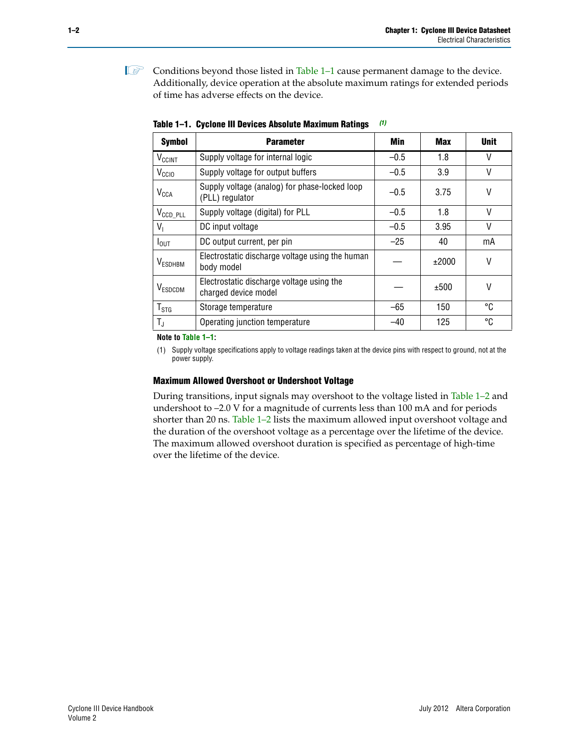Conditions beyond those listed in Table 1–1 cause permanent damage to the device. Additionally, device operation at the absolute maximum ratings for extended periods of time has adverse effects on the device.

**Table 1–1. Cyclone III Devices Absolute Maximum Ratings** *(1)*

| Symbol | Parameter | Min | Max | Unit |
|---|---|---|---|---|
| $V_{CCINT}$ | Supply voltage for internal logic | –0.5 | 1.8 | V |
| $V_{CCIO}$ | Supply voltage for output buffers | –0.5 | 3.9 | V |
| $V_{CCA}$ | Supply voltage (analog) for phase-locked loop (PLL) regulator | –0.5 | 3.75 | V |
| $V_{CCD\_PLL}$ | Supply voltage (digital) for PLL | –0.5 | 1.8 | V |
| $V_I$ | DC input voltage | –0.5 | 3.95 | V |
| $I_{OUT}$ | DC output current, per pin | –25 | 40 | mA |
| $V_{ESDHBM}$ | Electrostatic discharge voltage using the human body model | — | ±2000 | V |
| $V_{ESDCDM}$ | Electrostatic discharge voltage using the charged device model | — | ±500 | V |
| $T_{STG}$ | Storage temperature | –65 | 150 | °C |
| $T_J$ | Operating junction temperature | –40 | 125 | °C |

**Note to Table 1–1:**

(1) Supply voltage specifications apply to voltage readings taken at the device pins with respect to ground, not at the power supply.

### Maximum Allowed Overshoot or Undershoot Voltage

During transitions, input signals may overshoot to the voltage listed in Table 1–2 and undershoot to –2.0 V for a magnitude of currents less than 100 mA and for periods shorter than 20 ns. Table 1–2 lists the maximum allowed input overshoot voltage and the duration of the overshoot voltage as a percentage over the lifetime of the device. The maximum allowed overshoot duration is specified as percentage of high-time over the lifetime of the device.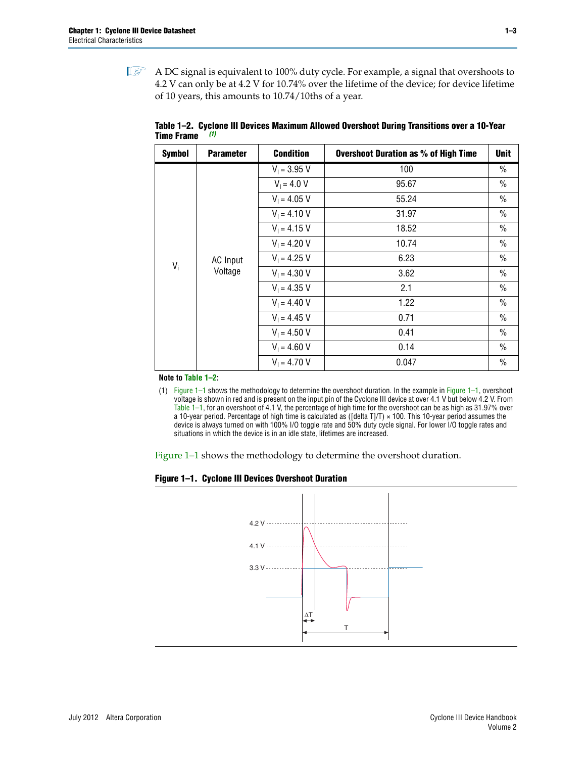A DC signal is equivalent to 100% duty cycle. For example, a signal that overshoots to 4.2 V can only be at 4.2 V for 10.74% over the lifetime of the device; for device lifetime of 10 years, this amounts to 10.74/10ths of a year.

**Table 1–2. Cyclone III Devices Maximum Allowed Overshoot During Transitions over a 10-Year Time Frame** *(1)*

| Symbol | Parameter | Condition | Overshoot Duration as % of High Time | Unit |
|---|---|---|---|---|
| $V_i$ | AC Input Voltage | $V_I$ = 3.95 V | 100 | % |
| | | $V_I$ = 4.0 V | 95.67 | % |
| | | $V_I$ = 4.05 V | 55.24 | % |
| | | $V_I$ = 4.10 V | 31.97 | % |
| | | $V_I$ = 4.15 V | 18.52 | % |
| | | $V_I$ = 4.20 V | 10.74 | % |
| | | $V_I$ = 4.25 V | 6.23 | % |
| | | $V_I$ = 4.30 V | 3.62 | % |
| | | $V_I$ = 4.35 V | 2.1 | % |
| | | $V_I$ = 4.40 V | 1.22 | % |
| | | $V_I$ = 4.45 V | 0.71 | % |
| | | $V_I$ = 4.50 V | 0.41 | % |
| | | $V_I$ = 4.60 V | 0.14 | % |
| | | $V_I$ = 4.70 V | 0.047 | % |

**Note to Table 1–2:**

(1) Figure 1–1 shows the methodology to determine the overshoot duration. In the example in Figure 1–1, overshoot voltage is shown in red and is present on the input pin of the Cyclone III device at over 4.1 V but below 4.2 V. From Table 1–1, for an overshoot of 4.1 V, the percentage of high time for the overshoot can be as high as 31.97% over a 10-year period. Percentage of high time is calculated as ([delta T]/T) × 100. This 10-year period assumes the device is always turned on with 100% I/O toggle rate and 50% duty cycle signal. For lower I/O toggle rates and situations in which the device is in an idle state, lifetimes are increased.

Figure 1–1 shows the methodology to determine the overshoot duration.

**Figure 1–1. Cyclone III Devices Overshoot Duration**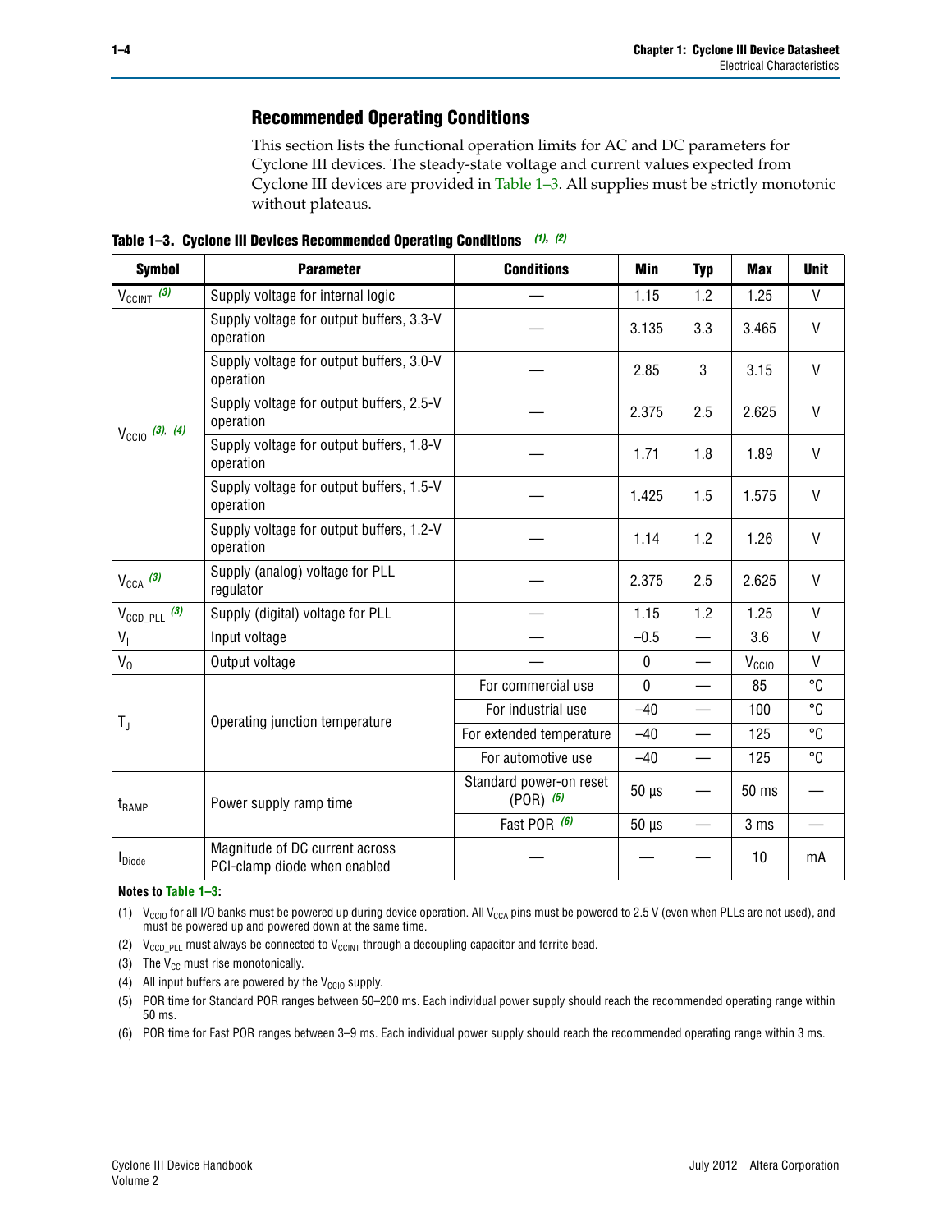## Recommended Operating Conditions

This section lists the functional operation limits for AC and DC parameters for Cyclone III devices. The steady-state voltage and current values expected from Cyclone III devices are provided in Table 1–3. All supplies must be strictly monotonic without plateaus.

**Table 1–3. Cyclone III Devices Recommended Operating Conditions** *(1), (2)*

| Symbol | Parameter | Conditions | Min | Typ | Max | Unit |
|---|---|---|---|---|---|---|
| $V_{CCINT}$ *(3)* | Supply voltage for internal logic | — | 1.15 | 1.2 | 1.25 | V |
| $V_{CCIO}$ *(3), (4)* | Supply voltage for output buffers, 3.3-V operation | — | 3.135 | 3.3 | 3.465 | V |
| | Supply voltage for output buffers, 3.0-V operation | — | 2.85 | 3 | 3.15 | V |
| | Supply voltage for output buffers, 2.5-V operation | — | 2.375 | 2.5 | 2.625 | V |
| | Supply voltage for output buffers, 1.8-V operation | — | 1.71 | 1.8 | 1.89 | V |
| | Supply voltage for output buffers, 1.5-V operation | — | 1.425 | 1.5 | 1.575 | V |
| | Supply voltage for output buffers, 1.2-V operation | — | 1.14 | 1.2 | 1.26 | V |
| $V_{CCA}$ *(3)* | Supply (analog) voltage for PLL regulator | — | 2.375 | 2.5 | 2.625 | V |
| $V_{CCD\_PLL}$ *(3)* | Supply (digital) voltage for PLL | — | 1.15 | 1.2 | 1.25 | V |
| $V_I$ | Input voltage | — | –0.5 | — | 3.6 | V |
| $V_O$ | Output voltage | — | 0 | — | $V_{CCIO}$ | V |
| $T_J$ | Operating junction temperature | For commercial use | 0 | — | 85 | °C |
| | | For industrial use | –40 | — | 100 | °C |
| | | For extended temperature | –40 | — | 125 | °C |
| | | For automotive use | –40 | — | 125 | °C |
| $t_{RAMP}$ | Power supply ramp time | Standard power-on reset (POR) *(5)* | 50 µs | — | 50 ms | — |
| | | Fast POR *(6)* | 50 µs | — | 3 ms | — |
| $I_{Diode}$ | Magnitude of DC current across PCI-clamp diode when enabled | — | — | — | 10 | mA |

**Notes to Table 1–3:**

(1) $V_{CCIO}$ for all I/O banks must be powered up during device operation. All $V_{CCA}$ pins must be powered to 2.5 V (even when PLLs are not used), and must be powered up and powered down at the same time.

(2) $V_{CCD\_PLL}$ must always be connected to $V_{CCINT}$ through a decoupling capacitor and ferrite bead.

(3) The $V_{CC}$ must rise monotonically.

(4) All input buffers are powered by the $V_{CCIO}$ supply.

(5) POR time for Standard POR ranges between 50–200 ms. Each individual power supply should reach the recommended operating range within 50 ms.

(6) POR time for Fast POR ranges between 3–9 ms. Each individual power supply should reach the recommended operating range within 3 ms.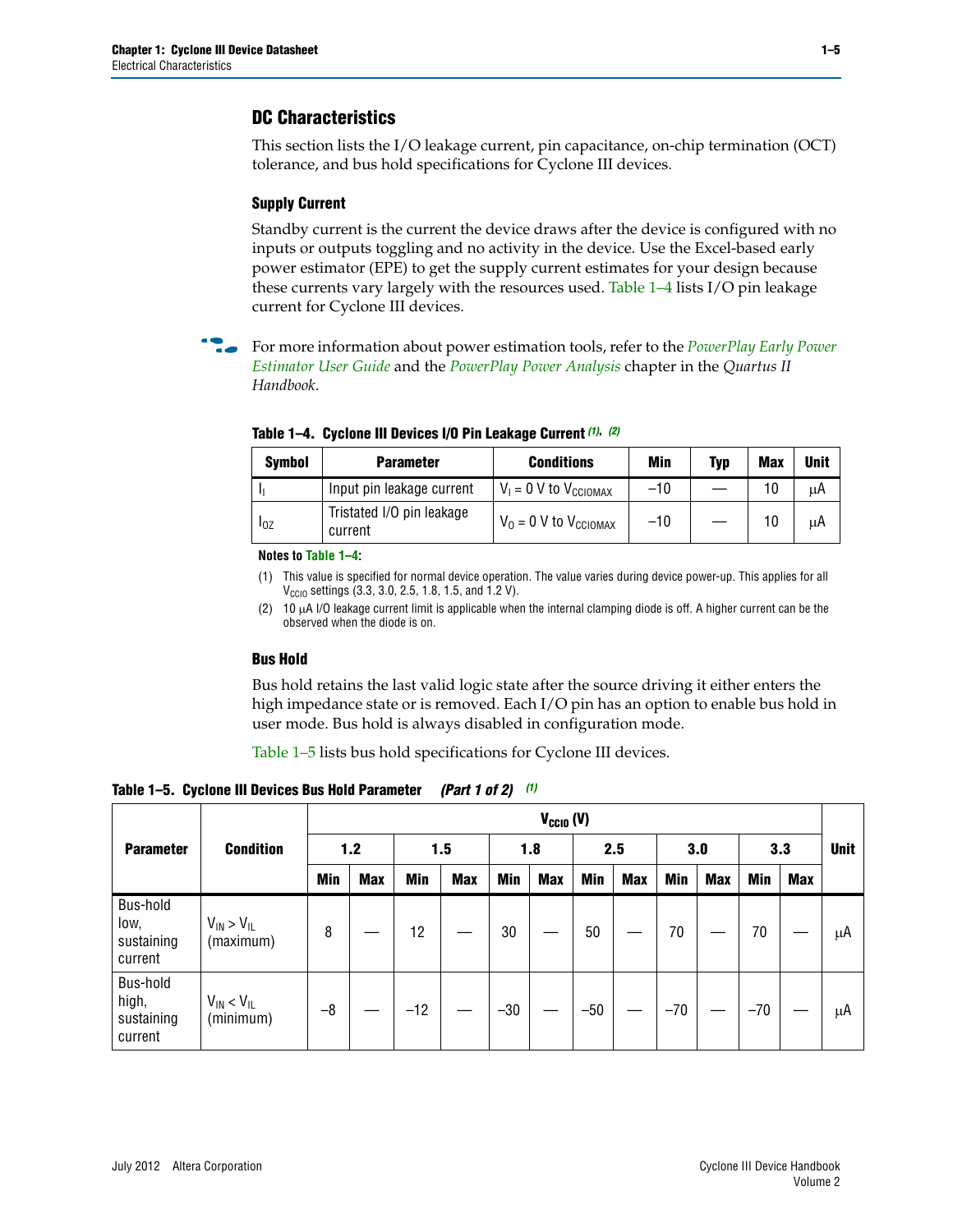## DC Characteristics

This section lists the I/O leakage current, pin capacitance, on-chip termination (OCT) tolerance, and bus hold specifications for Cyclone III devices.

### Supply Current

Standby current is the current the device draws after the device is configured with no inputs or outputs toggling and no activity in the device. Use the Excel-based early power estimator (EPE) to get the supply current estimates for your design because these currents vary largely with the resources used. Table 1–4 lists I/O pin leakage current for Cyclone III devices.

For more information about power estimation tools, refer to the *PowerPlay Early Power Estimator User Guide* and the *PowerPlay Power Analysis* chapter in the *Quartus II Handbook*.

**Table 1–4. Cyclone III Devices I/O Pin Leakage Current (1), (2)**

| Symbol | Parameter | Conditions | Min | Typ | Max | Unit |
|---|---|---|---|---|---|---|
| $I_I$ | Input pin leakage current | $V_I$ = 0 V to $V_{CCIOMAX}$ | –10 | — | 10 | µA |
| $I_{OZ}$ | Tristated I/O pin leakage current | $V_O$ = 0 V to $V_{CCIOMAX}$ | –10 | — | 10 | µA |

**Notes to Table 1–4:**

(1) This value is specified for normal device operation. The value varies during device power-up. This applies for all $V_{CCIO}$ settings (3.3, 3.0, 2.5, 1.8, 1.5, and 1.2 V).

(2) 10 µA I/O leakage current limit is applicable when the internal clamping diode is off. A higher current can be the observed when the diode is on.

### Bus Hold

Bus hold retains the last valid logic state after the source driving it either enters the high impedance state or is removed. Each I/O pin has an option to enable bus hold in user mode. Bus hold is always disabled in configuration mode.

Table 1–5 lists bus hold specifications for Cyclone III devices.

**Table 1–5. Cyclone III Devices Bus Hold Parameter *(Part 1 of 2)* (1)**

| Parameter | Condition | $V_{CCIO}$ (V) | | | | | | | | | | | | Unit |
|---|---|---|---|---|---|---|---|---|---|---|---|---|---|---|
| | | 1.2 | | 1.5 | | 1.8 | | 2.5 | | 3.0 | | 3.3 | | |
| | | Min | Max | Min | Max | Min | Max | Min | Max | Min | Max | Min | Max | |
| Bus-hold low, sustaining current | $V_{IN} > V_{IL}$ (maximum) | 8 | — | 12 | — | 30 | — | 50 | — | 70 | — | 70 | — | µA |
| Bus-hold high, sustaining current | $V_{IN} < V_{IL}$ (minimum) | –8 | — | –12 | — | –30 | — | –50 | — | –70 | — | –70 | — | µA |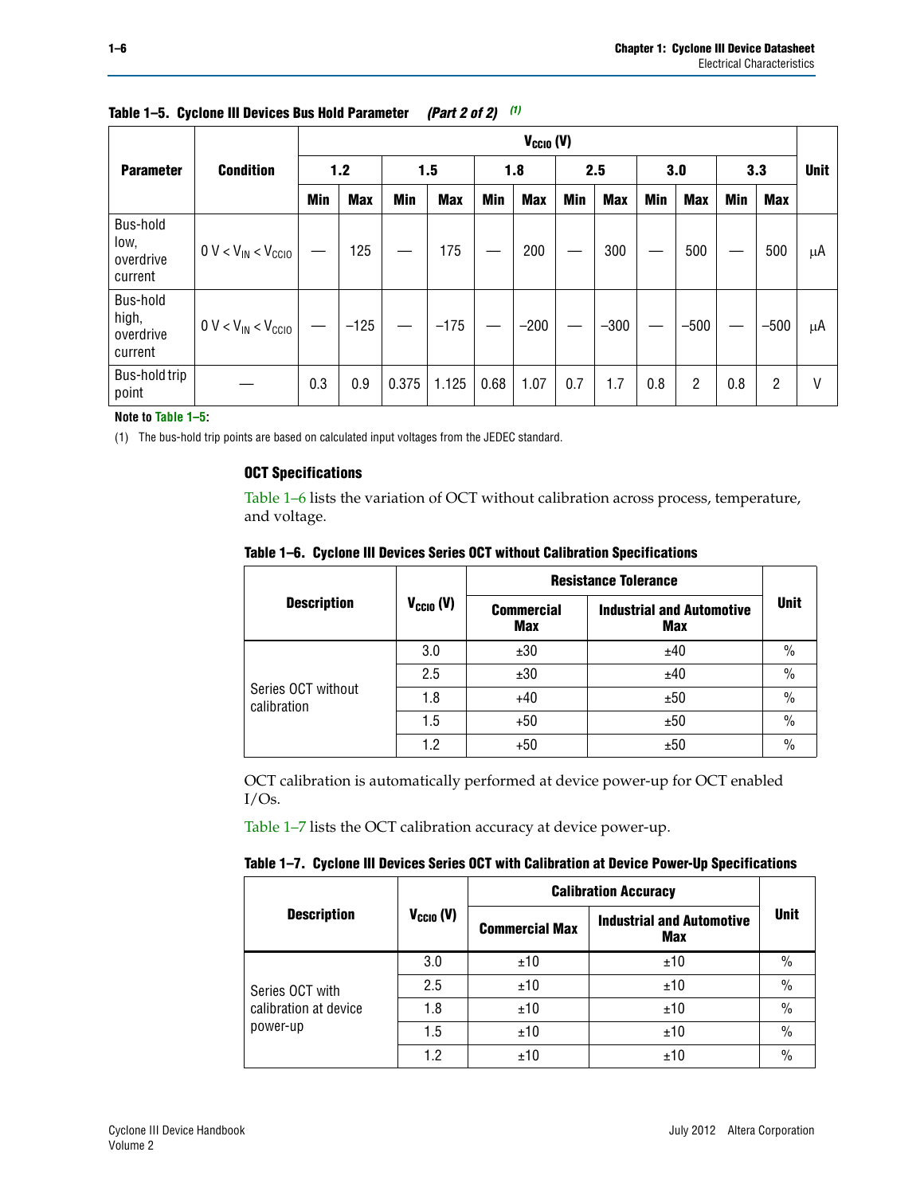**Table 1–5. Cyclone III Devices Bus Hold Parameter** ***(Part 2 of 2)*** [(1)]

| Parameter | Condition | $V_{CCIO}$ (V) | | | | | | | | | | | | Unit |
|---|---|---|---|---|---|---|---|---|---|---|---|---|---|---|
| | | 1.2 | | 1.5 | | 1.8 | | 2.5 | | 3.0 | | 3.3 | | |
| | | Min | Max | Min | Max | Min | Max | Min | Max | Min | Max | Min | Max | |
| Bus-hold low, overdrive current | $0\ V < V_{IN} < V_{CCIO}$ | — | 125 | — | 175 | — | 200 | — | 300 | — | 500 | — | 500 | μA |
| Bus-hold high, overdrive current | $0\ V < V_{IN} < V_{CCIO}$ | — | –125 | — | –175 | — | –200 | — | –300 | — | –500 | — | –500 | μA |
| Bus-hold trip point | — | 0.3 | 0.9 | 0.375 | 1.125 | 0.68 | 1.07 | 0.7 | 1.7 | 0.8 | 2 | 0.8 | 2 | V |

**Note to Table 1–5:**

(1) The bus-hold trip points are based on calculated input voltages from the JEDEC standard.

### OCT Specifications

Table 1–6 lists the variation of OCT without calibration across process, temperature, and voltage.

**Table 1–6. Cyclone III Devices Series OCT without Calibration Specifications**

| Description | $V_{CCIO}$ (V) | Resistance Tolerance | | Unit |
|---|---|---|---|---|
| | | Commercial Max | Industrial and Automotive Max | |
| Series OCT without calibration | 3.0 | ±30 | ±40 | % |
| | 2.5 | ±30 | ±40 | % |
| | 1.8 | +40 | ±50 | % |
| | 1.5 | +50 | ±50 | % |
| | 1.2 | +50 | ±50 | % |

OCT calibration is automatically performed at device power-up for OCT enabled I/Os.

Table 1–7 lists the OCT calibration accuracy at device power-up.

**Table 1–7. Cyclone III Devices Series OCT with Calibration at Device Power-Up Specifications**

| Description | $V_{CCIO}$ (V) | Calibration Accuracy | | Unit |
|---|---|---|---|---|
| | | Commercial Max | Industrial and Automotive Max | |
| Series OCT with calibration at device power-up | 3.0 | ±10 | ±10 | % |
| | 2.5 | ±10 | ±10 | % |
| | 1.8 | ±10 | ±10 | % |
| | 1.5 | ±10 | ±10 | % |
| | 1.2 | ±10 | ±10 | % |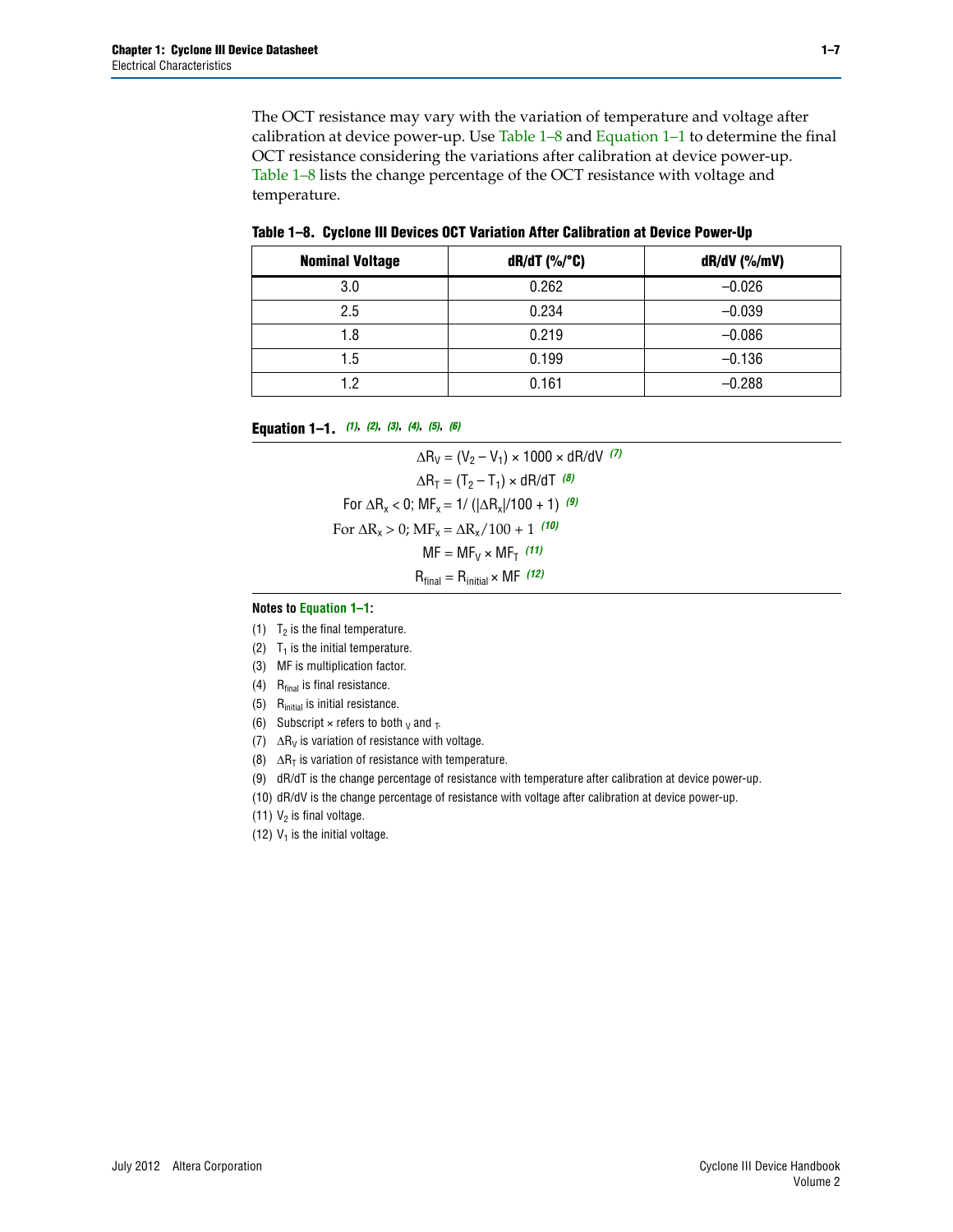The OCT resistance may vary with the variation of temperature and voltage after calibration at device power-up. Use Table 1–8 and Equation 1–1 to determine the final OCT resistance considering the variations after calibration at device power-up. Table 1–8 lists the change percentage of the OCT resistance with voltage and temperature.

**Table 1–8. Cyclone III Devices OCT Variation After Calibration at Device Power-Up**

| Nominal Voltage | dR/dT (%/°C) | dR/dV (%/mV) |
|---|---|---|
| 3.0 | 0.262 | –0.026 |
| 2.5 | 0.234 | –0.039 |
| 1.8 | 0.219 | –0.086 |
| 1.5 | 0.199 | –0.136 |
| 1.2 | 0.161 | –0.288 |

**Equation 1–1.** *(1), (2), (3), (4), (5), (6)*

$$\Delta R_V = (V_2 - V_1) \times 1000 \times dR/dV \quad (7)$$

$$\Delta R_T = (T_2 - T_1) \times dR/dT \quad (8)$$

$$\text{For } \Delta R_x < 0;\ MF_x = 1/(|\Delta R_x|/100 + 1) \quad (9)$$

$$\text{For } \Delta R_x > 0;\ MF_x = \Delta R_x/100 + 1 \quad (10)$$

$$MF = MF_V \times MF_T \quad (11)$$

$$R_{final} = R_{initial} \times MF \quad (12)$$

**Notes to Equation 1–1:**

(1) $T_2$ is the final temperature.

(2) $T_1$ is the initial temperature.

(3) MF is multiplication factor.

(4) $R_{final}$ is final resistance.

(5) $R_{initial}$ is initial resistance.

(6) Subscript × refers to both $_V$ and $_T$.

(7) $\Delta R_V$ is variation of resistance with voltage.

(8) $\Delta R_T$ is variation of resistance with temperature.

(9) dR/dT is the change percentage of resistance with temperature after calibration at device power-up.

(10) dR/dV is the change percentage of resistance with voltage after calibration at device power-up.

(11) $V_2$ is final voltage.

(12) $V_1$ is the initial voltage.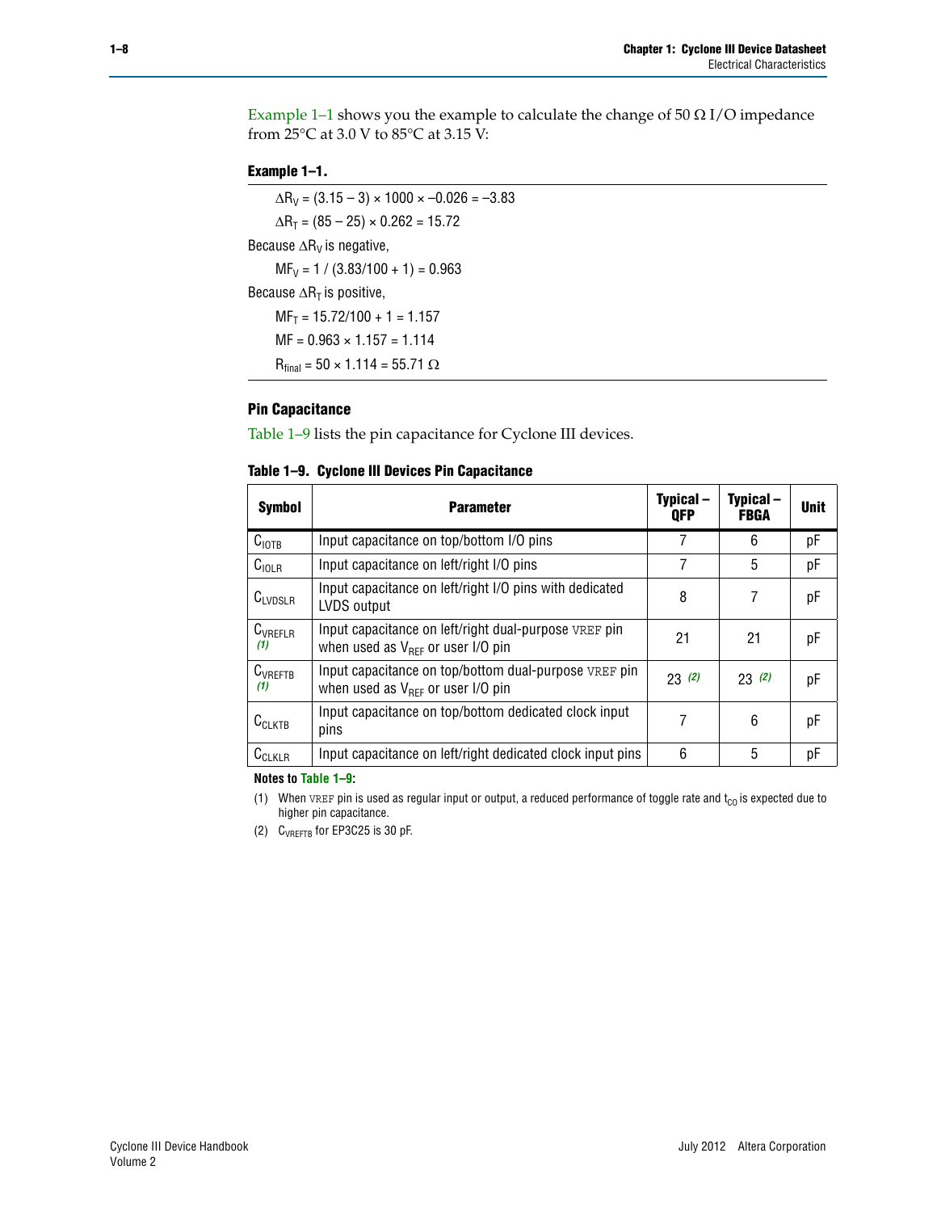Example 1–1 shows you the example to calculate the change of 50 Ω I/O impedance from 25°C at 3.0 V to 85°C at 3.15 V:

**Example 1–1.**

$\Delta R_V = (3.15 - 3) \times 1000 \times -0.026 = -3.83$

$\Delta R_T = (85 - 25) \times 0.262 = 15.72$

Because $\Delta R_V$ is negative,

$MF_V = 1 / (3.83/100 + 1) = 0.963$

Because $\Delta R_T$ is positive,

$MF_T = 15.72/100 + 1 = 1.157$

$MF = 0.963 \times 1.157 = 1.114$

$R_{final} = 50 \times 1.114 = 55.71\ \Omega$

### Pin Capacitance

Table 1–9 lists the pin capacitance for Cyclone III devices.

**Table 1–9. Cyclone III Devices Pin Capacitance**

| Symbol | Parameter | Typical – QFP | Typical – FBGA | Unit |
|---|---|---|---|---|
| $C_{IOTB}$ | Input capacitance on top/bottom I/O pins | 7 | 6 | pF |
| $C_{IOLR}$ | Input capacitance on left/right I/O pins | 7 | 5 | pF |
| $C_{LVDSLR}$ | Input capacitance on left/right I/O pins with dedicated LVDS output | 8 | 7 | pF |
| $C_{VREFLR}$ (1) | Input capacitance on left/right dual-purpose VREF pin when used as $V_{REF}$ or user I/O pin | 21 | 21 | pF |
| $C_{VREFTB}$ (1) | Input capacitance on top/bottom dual-purpose VREF pin when used as $V_{REF}$ or user I/O pin | 23 (2) | 23 (2) | pF |
| $C_{CLKTB}$ | Input capacitance on top/bottom dedicated clock input pins | 7 | 6 | pF |
| $C_{CLKLR}$ | Input capacitance on left/right dedicated clock input pins | 6 | 5 | pF |

**Notes to Table 1–9:**

(1) When VREF pin is used as regular input or output, a reduced performance of toggle rate and $t_{CO}$ is expected due to higher pin capacitance.

(2) $C_{VREFTB}$ for EP3C25 is 30 pF.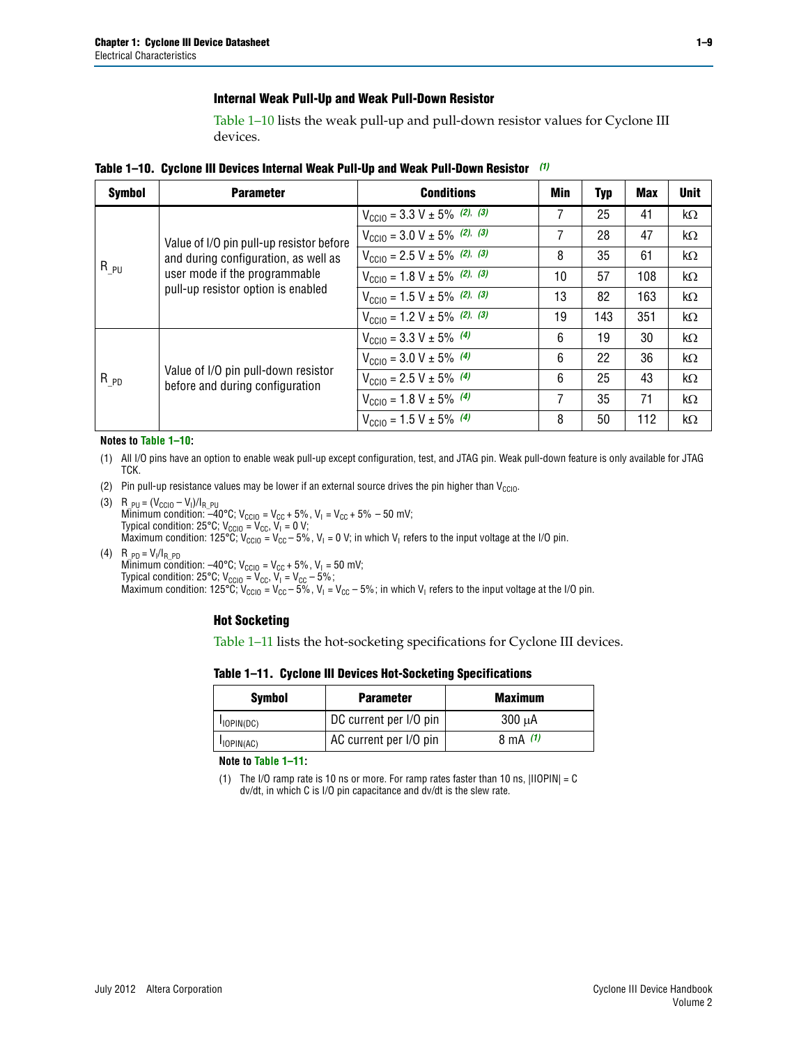### Internal Weak Pull-Up and Weak Pull-Down Resistor

Table 1–10 lists the weak pull-up and pull-down resistor values for Cyclone III devices.

**Table 1–10. Cyclone III Devices Internal Weak Pull-Up and Weak Pull-Down Resistor** *(1)*

| Symbol | Parameter | Conditions | Min | Typ | Max | Unit |
|---|---|---|---|---|---|---|
| $R_{\_PU}$ | Value of I/O pin pull-up resistor before and during configuration, as well as user mode if the programmable pull-up resistor option is enabled | $V_{CCIO}$ = 3.3 V ± 5% *(2), (3)* | 7 | 25 | 41 | kΩ |
| | | $V_{CCIO}$ = 3.0 V ± 5% *(2), (3)* | 7 | 28 | 47 | kΩ |
| | | $V_{CCIO}$ = 2.5 V ± 5% *(2), (3)* | 8 | 35 | 61 | kΩ |
| | | $V_{CCIO}$ = 1.8 V ± 5% *(2), (3)* | 10 | 57 | 108 | kΩ |
| | | $V_{CCIO}$ = 1.5 V ± 5% *(2), (3)* | 13 | 82 | 163 | kΩ |
| | | $V_{CCIO}$ = 1.2 V ± 5% *(2), (3)* | 19 | 143 | 351 | kΩ |
| $R_{\_PD}$ | Value of I/O pin pull-down resistor before and during configuration | $V_{CCIO}$ = 3.3 V ± 5% *(4)* | 6 | 19 | 30 | kΩ |
| | | $V_{CCIO}$ = 3.0 V ± 5% *(4)* | 6 | 22 | 36 | kΩ |
| | | $V_{CCIO}$ = 2.5 V ± 5% *(4)* | 6 | 25 | 43 | kΩ |
| | | $V_{CCIO}$ = 1.8 V ± 5% *(4)* | 7 | 35 | 71 | kΩ |
| | | $V_{CCIO}$ = 1.5 V ± 5% *(4)* | 8 | 50 | 112 | kΩ |

**Notes to Table 1–10:**

(1) All I/O pins have an option to enable weak pull-up except configuration, test, and JTAG pin. Weak pull-down feature is only available for JTAG TCK.

(2) Pin pull-up resistance values may be lower if an external source drives the pin higher than $V_{CCIO}$.

(3) $R_{\_PU} = (V_{CCIO} - V_I)/I_{R\_PU}$
Minimum condition: –40°C; $V_{CCIO} = V_{CC} + 5\%$, $V_I = V_{CC} + 5\% - 50$ mV;
Typical condition: 25°C; $V_{CCIO} = V_{CC}$, $V_I = 0$ V;
Maximum condition: 125°C; $V_{CCIO} = V_{CC} - 5\%$, $V_I = 0$ V; in which $V_I$ refers to the input voltage at the I/O pin.

(4) $R_{\_PD} = V_I/I_{R\_PD}$
Minimum condition: –40°C; $V_{CCIO} = V_{CC} + 5\%$, $V_I = 50$ mV;
Typical condition: 25°C; $V_{CCIO} = V_{CC}$, $V_I = V_{CC} - 5\%$;
Maximum condition: 125°C; $V_{CCIO} = V_{CC} - 5\%$, $V_I = V_{CC} - 5\%$; in which $V_I$ refers to the input voltage at the I/O pin.

### Hot Socketing

Table 1–11 lists the hot-socketing specifications for Cyclone III devices.

**Table 1–11. Cyclone III Devices Hot-Socketing Specifications**

| Symbol | Parameter | Maximum |
|---|---|---|
| $I_{IOPIN(DC)}$ | DC current per I/O pin | 300 μA |
| $I_{IOPIN(AC)}$ | AC current per I/O pin | 8 mA *(1)* |

**Note to Table 1–11:**

(1) The I/O ramp rate is 10 ns or more. For ramp rates faster than 10 ns, $|IIOPIN| = C\ dv/dt$, in which C is I/O pin capacitance and dv/dt is the slew rate.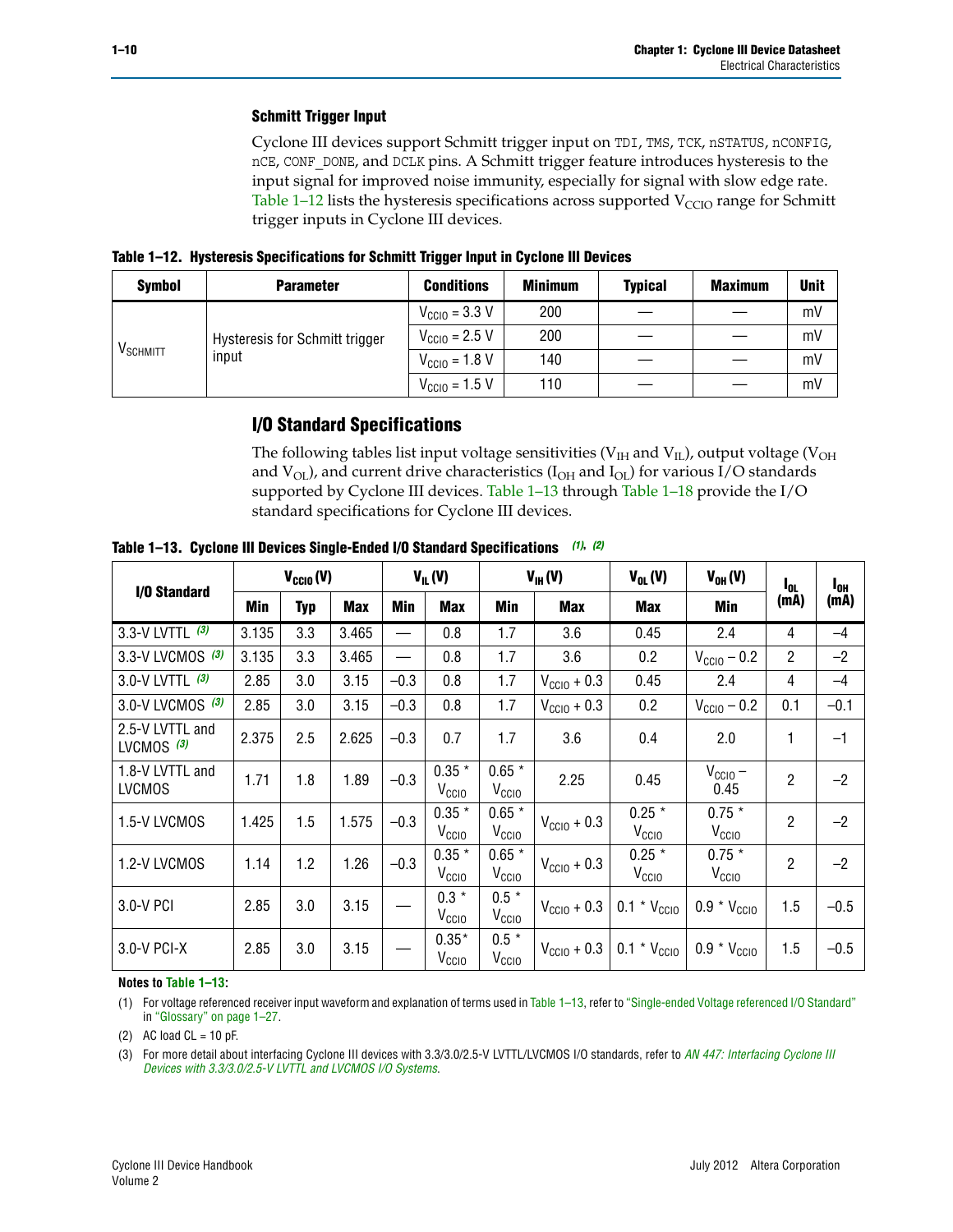### Schmitt Trigger Input

Cyclone III devices support Schmitt trigger input on TDI, TMS, TCK, nSTATUS, nCONFIG, nCE, CONF_DONE, and DCLK pins. A Schmitt trigger feature introduces hysteresis to the input signal for improved noise immunity, especially for signal with slow edge rate. Table 1–12 lists the hysteresis specifications across supported $V_{CCIO}$ range for Schmitt trigger inputs in Cyclone III devices.

**Table 1–12. Hysteresis Specifications for Schmitt Trigger Input in Cyclone III Devices**

| Symbol | Parameter | Conditions | Minimum | Typical | Maximum | Unit |
|---|---|---|---|---|---|---|
| $V_{SCHMITT}$ | Hysteresis for Schmitt trigger input | $V_{CCIO}$ = 3.3 V | 200 | — | — | mV |
| | | $V_{CCIO}$ = 2.5 V | 200 | — | — | mV |
| | | $V_{CCIO}$ = 1.8 V | 140 | — | — | mV |
| | | $V_{CCIO}$ = 1.5 V | 110 | — | — | mV |

## I/O Standard Specifications

The following tables list input voltage sensitivities ($V_{IH}$ and $V_{IL}$), output voltage ($V_{OH}$ and $V_{OL}$), and current drive characteristics ($I_{OH}$ and $I_{OL}$) for various I/O standards supported by Cyclone III devices. Table 1–13 through Table 1–18 provide the I/O standard specifications for Cyclone III devices.

**Table 1–13. Cyclone III Devices Single-Ended I/O Standard Specifications (1), (2)**

| I/O Standard | $V_{CCIO}$ (V) | | | $V_{IL}$ (V) | | $V_{IH}$ (V) | | $V_{OL}$ (V) | $V_{OH}$ (V) | $I_{OL}$ (mA) | $I_{OH}$ (mA) |
|---|---|---|---|---|---|---|---|---|---|---|---|
| | Min | Typ | Max | Min | Max | Min | Max | Max | Min | | |
| 3.3-V LVTTL (3) | 3.135 | 3.3 | 3.465 | — | 0.8 | 1.7 | 3.6 | 0.45 | 2.4 | 4 | –4 |
| 3.3-V LVCMOS (3) | 3.135 | 3.3 | 3.465 | — | 0.8 | 1.7 | 3.6 | 0.2 | $V_{CCIO}$ – 0.2 | 2 | –2 |
| 3.0-V LVTTL (3) | 2.85 | 3.0 | 3.15 | –0.3 | 0.8 | 1.7 | $V_{CCIO}$ + 0.3 | 0.45 | 2.4 | 4 | –4 |
| 3.0-V LVCMOS (3) | 2.85 | 3.0 | 3.15 | –0.3 | 0.8 | 1.7 | $V_{CCIO}$ + 0.3 | 0.2 | $V_{CCIO}$ – 0.2 | 0.1 | –0.1 |
| 2.5-V LVTTL and LVCMOS (3) | 2.375 | 2.5 | 2.625 | –0.3 | 0.7 | 1.7 | 3.6 | 0.4 | 2.0 | 1 | –1 |
| 1.8-V LVTTL and LVCMOS | 1.71 | 1.8 | 1.89 | –0.3 | 0.35 * $V_{CCIO}$ | 0.65 * $V_{CCIO}$ | 2.25 | 0.45 | $V_{CCIO}$ – 0.45 | 2 | –2 |
| 1.5-V LVCMOS | 1.425 | 1.5 | 1.575 | –0.3 | 0.35 * $V_{CCIO}$ | 0.65 * $V_{CCIO}$ | $V_{CCIO}$ + 0.3 | 0.25 * $V_{CCIO}$ | 0.75 * $V_{CCIO}$ | 2 | –2 |
| 1.2-V LVCMOS | 1.14 | 1.2 | 1.26 | –0.3 | 0.35 * $V_{CCIO}$ | 0.65 * $V_{CCIO}$ | $V_{CCIO}$ + 0.3 | 0.25 * $V_{CCIO}$ | 0.75 * $V_{CCIO}$ | 2 | –2 |
| 3.0-V PCI | 2.85 | 3.0 | 3.15 | — | 0.3 * $V_{CCIO}$ | 0.5 * $V_{CCIO}$ | $V_{CCIO}$ + 0.3 | 0.1 * $V_{CCIO}$ | 0.9 * $V_{CCIO}$ | 1.5 | –0.5 |
| 3.0-V PCI-X | 2.85 | 3.0 | 3.15 | — | 0.35* $V_{CCIO}$ | 0.5 * $V_{CCIO}$ | $V_{CCIO}$ + 0.3 | 0.1 * $V_{CCIO}$ | 0.9 * $V_{CCIO}$ | 1.5 | –0.5 |

**Notes to Table 1–13:**

(1) For voltage referenced receiver input waveform and explanation of terms used in Table 1–13, refer to "Single-ended Voltage referenced I/O Standard" in "Glossary" on page 1–27.

(2) AC load CL = 10 pF.

(3) For more detail about interfacing Cyclone III devices with 3.3/3.0/2.5-V LVTTL/LVCMOS I/O standards, refer to *AN 447: Interfacing Cyclone III Devices with 3.3/3.0/2.5-V LVTTL and LVCMOS I/O Systems*.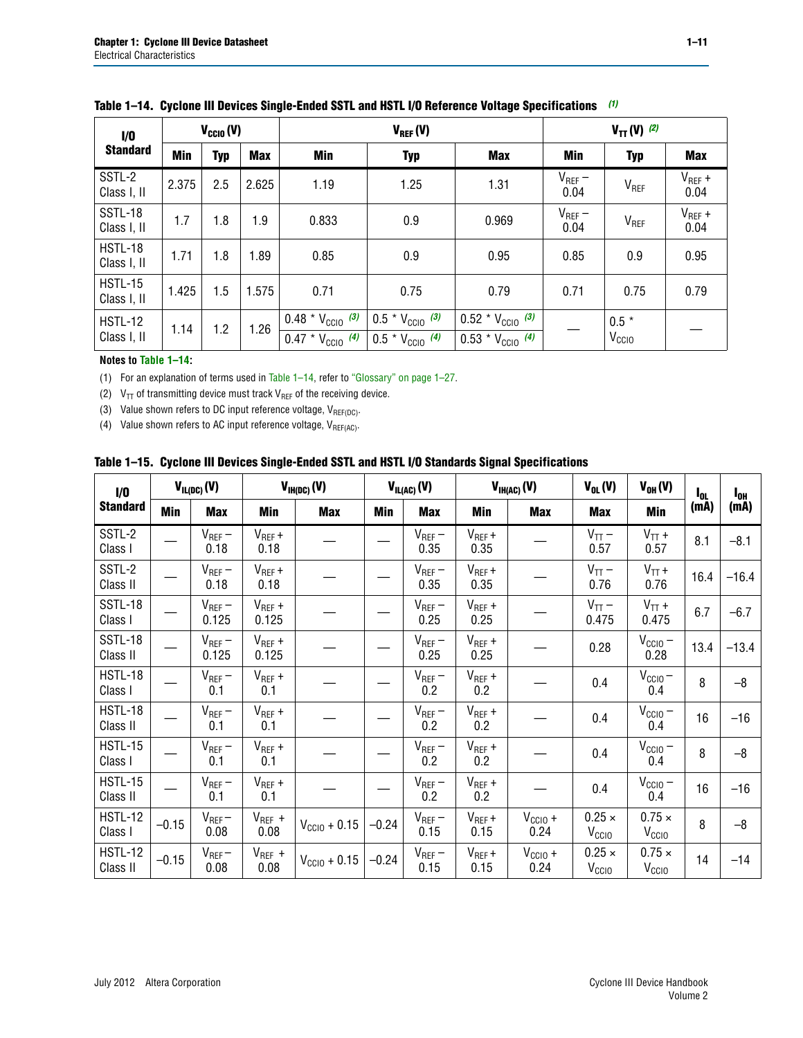**Table 1–14. Cyclone III Devices Single-Ended SSTL and HSTL I/O Reference Voltage Specifications** *(1)*

| I/O Standard | $V_{CCIO}$ (V) | | | $V_{REF}$ (V) | | | $V_{TT}$ (V) *(2)* | | |
|---|---|---|---|---|---|---|---|---|---|
| | Min | Typ | Max | Min | Typ | Max | Min | Typ | Max |
| SSTL-2 Class I, II | 2.375 | 2.5 | 2.625 | 1.19 | 1.25 | 1.31 | $V_{REF}$ – 0.04 | $V_{REF}$ | $V_{REF}$ + 0.04 |
| SSTL-18 Class I, II | 1.7 | 1.8 | 1.9 | 0.833 | 0.9 | 0.969 | $V_{REF}$ – 0.04 | $V_{REF}$ | $V_{REF}$ + 0.04 |
| HSTL-18 Class I, II | 1.71 | 1.8 | 1.89 | 0.85 | 0.9 | 0.95 | 0.85 | 0.9 | 0.95 |
| HSTL-15 Class I, II | 1.425 | 1.5 | 1.575 | 0.71 | 0.75 | 0.79 | 0.71 | 0.75 | 0.79 |
| HSTL-12 Class I, II | 1.14 | 1.2 | 1.26 | 0.48 * $V_{CCIO}$ *(3)* / 0.47 * $V_{CCIO}$ *(4)* | 0.5 * $V_{CCIO}$ *(3)* / 0.5 * $V_{CCIO}$ *(4)* | 0.52 * $V_{CCIO}$ *(3)* / 0.53 * $V_{CCIO}$ *(4)* | — | 0.5 * $V_{CCIO}$ | — |

**Notes to Table 1–14:**

(1) For an explanation of terms used in Table 1–14, refer to "Glossary" on page 1–27.

(2) $V_{TT}$ of transmitting device must track $V_{REF}$ of the receiving device.

(3) Value shown refers to DC input reference voltage, $V_{REF(DC)}$.

(4) Value shown refers to AC input reference voltage, $V_{REF(AC)}$.

**Table 1–15. Cyclone III Devices Single-Ended SSTL and HSTL I/O Standards Signal Specifications**

| I/O Standard | $V_{IL(DC)}$ (V) | | $V_{IH(DC)}$ (V) | | $V_{IL(AC)}$ (V) | | $V_{IH(AC)}$ (V) | | $V_{OL}$ (V) | $V_{OH}$ (V) | $I_{OL}$ (mA) | $I_{OH}$ (mA) |
|---|---|---|---|---|---|---|---|---|---|---|---|---|
| | Min | Max | Min | Max | Min | Max | Min | Max | Max | Min | | |
| SSTL-2 Class I | — | $V_{REF}$ – 0.18 | $V_{REF}$ + 0.18 | — | — | $V_{REF}$ – 0.35 | $V_{REF}$ + 0.35 | — | $V_{TT}$ – 0.57 | $V_{TT}$ + 0.57 | 8.1 | –8.1 |
| SSTL-2 Class II | — | $V_{REF}$ – 0.18 | $V_{REF}$ + 0.18 | — | — | $V_{REF}$ – 0.35 | $V_{REF}$ + 0.35 | — | $V_{TT}$ – 0.76 | $V_{TT}$ + 0.76 | 16.4 | –16.4 |
| SSTL-18 Class I | — | $V_{REF}$ – 0.125 | $V_{REF}$ + 0.125 | — | — | $V_{REF}$ – 0.25 | $V_{REF}$ + 0.25 | — | $V_{TT}$ – 0.475 | $V_{TT}$ + 0.475 | 6.7 | –6.7 |
| SSTL-18 Class II | — | $V_{REF}$ – 0.125 | $V_{REF}$ + 0.125 | — | — | $V_{REF}$ – 0.25 | $V_{REF}$ + 0.25 | — | 0.28 | $V_{CCIO}$ – 0.28 | 13.4 | –13.4 |
| HSTL-18 Class I | — | $V_{REF}$ – 0.1 | $V_{REF}$ + 0.1 | — | — | $V_{REF}$ – 0.2 | $V_{REF}$ + 0.2 | — | 0.4 | $V_{CCIO}$ – 0.4 | 8 | –8 |
| HSTL-18 Class II | — | $V_{REF}$ – 0.1 | $V_{REF}$ + 0.1 | — | — | $V_{REF}$ – 0.2 | $V_{REF}$ + 0.2 | — | 0.4 | $V_{CCIO}$ – 0.4 | 16 | –16 |
| HSTL-15 Class I | — | $V_{REF}$ – 0.1 | $V_{REF}$ + 0.1 | — | — | $V_{REF}$ – 0.2 | $V_{REF}$ + 0.2 | — | 0.4 | $V_{CCIO}$ – 0.4 | 8 | –8 |
| HSTL-15 Class II | — | $V_{REF}$ – 0.1 | $V_{REF}$ + 0.1 | — | — | $V_{REF}$ – 0.2 | $V_{REF}$ + 0.2 | — | 0.4 | $V_{CCIO}$ – 0.4 | 16 | –16 |
| HSTL-12 Class I | –0.15 | $V_{REF}$ – 0.08 | $V_{REF}$ + 0.08 | $V_{CCIO}$ + 0.15 | –0.24 | $V_{REF}$ – 0.15 | $V_{REF}$ + 0.15 | $V_{CCIO}$ + 0.24 | 0.25 × $V_{CCIO}$ | 0.75 × $V_{CCIO}$ | 8 | –8 |
| HSTL-12 Class II | –0.15 | $V_{REF}$ – 0.08 | $V_{REF}$ + 0.08 | $V_{CCIO}$ + 0.15 | –0.24 | $V_{REF}$ – 0.15 | $V_{REF}$ + 0.15 | $V_{CCIO}$ + 0.24 | 0.25 × $V_{CCIO}$ | 0.75 × $V_{CCIO}$ | 14 | –14 |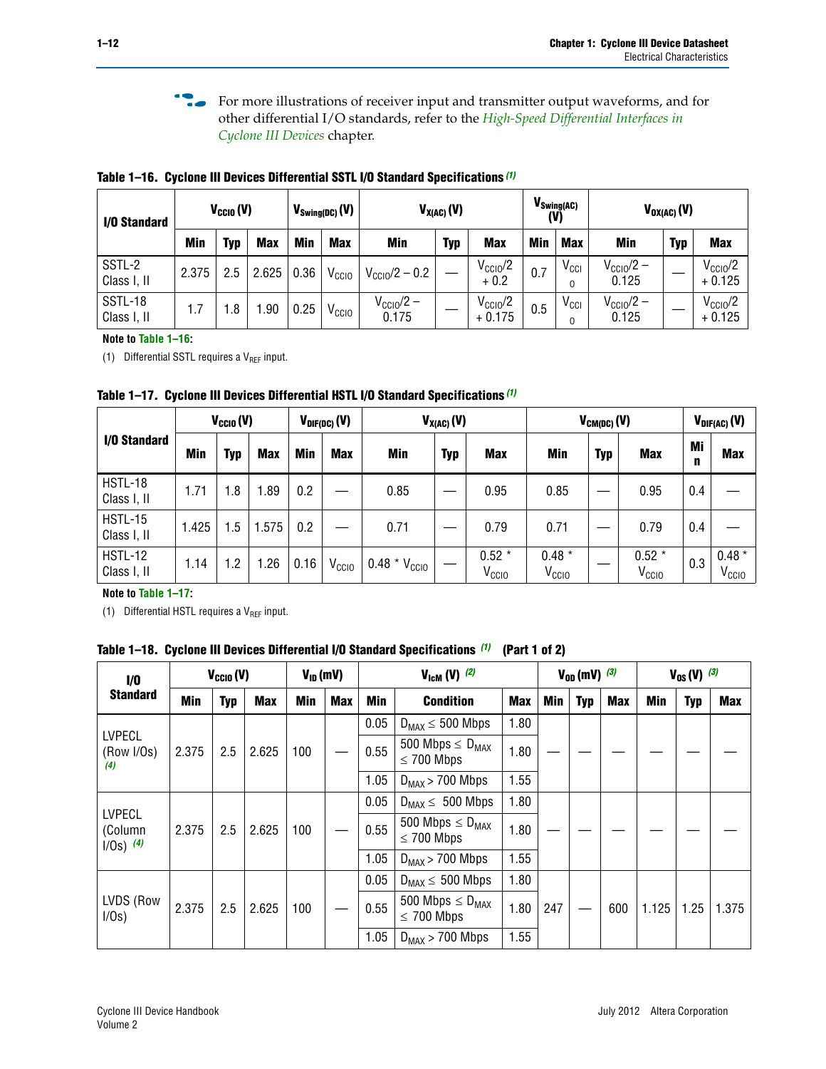For more illustrations of receiver input and transmitter output waveforms, and for other differential I/O standards, refer to the *High-Speed Differential Interfaces in Cyclone III Devices* chapter.

**Table 1–16. Cyclone III Devices Differential SSTL I/O Standard Specifications (1)**

| I/O Standard | $V_{CCIO}$ (V) | | | $V_{Swing(DC)}$ (V) | | $V_{X(AC)}$ (V) | | | $V_{Swing(AC)}$ (V) | | $V_{OX(AC)}$ (V) | | |
|---|---|---|---|---|---|---|---|---|---|---|---|---|---|
| | Min | Typ | Max | Min | Max | Min | Typ | Max | Min | Max | Min | Typ | Max |
| SSTL-2 Class I, II | 2.375 | 2.5 | 2.625 | 0.36 | $V_{CCIO}$ | $V_{CCIO}/2 - 0.2$ | — | $V_{CCIO}/2 + 0.2$ | 0.7 | $V_{CCIO}$ | $V_{CCIO}/2 - 0.125$ | — | $V_{CCIO}/2 + 0.125$ |
| SSTL-18 Class I, II | 1.7 | 1.8 | 1.90 | 0.25 | $V_{CCIO}$ | $V_{CCIO}/2 - 0.175$ | — | $V_{CCIO}/2 + 0.175$ | 0.5 | $V_{CCIO}$ | $V_{CCIO}/2 - 0.125$ | — | $V_{CCIO}/2 + 0.125$ |

**Note to Table 1–16:**

(1) Differential SSTL requires a $V_{REF}$ input.

**Table 1–17. Cyclone III Devices Differential HSTL I/O Standard Specifications (1)**

| I/O Standard | $V_{CCIO}$ (V) | | | $V_{DIF(DC)}$ (V) | | $V_{X(AC)}$ (V) | | | $V_{CM(DC)}$ (V) | | | $V_{DIF(AC)}$ (V) | |
|---|---|---|---|---|---|---|---|---|---|---|---|---|---|
| | Min | Typ | Max | Min | Max | Min | Typ | Max | Min | Typ | Max | Min | Max |
| HSTL-18 Class I, II | 1.71 | 1.8 | 1.89 | 0.2 | — | 0.85 | — | 0.95 | 0.85 | — | 0.95 | 0.4 | — |
| HSTL-15 Class I, II | 1.425 | 1.5 | 1.575 | 0.2 | — | 0.71 | — | 0.79 | 0.71 | — | 0.79 | 0.4 | — |
| HSTL-12 Class I, II | 1.14 | 1.2 | 1.26 | 0.16 | $V_{CCIO}$ | 0.48 * $V_{CCIO}$ | — | 0.52 * $V_{CCIO}$ | 0.48 * $V_{CCIO}$ | — | 0.52 * $V_{CCIO}$ | 0.3 | 0.48 * $V_{CCIO}$ |

**Note to Table 1–17:**

(1) Differential HSTL requires a $V_{REF}$ input.

**Table 1–18. Cyclone III Devices Differential I/O Standard Specifications (1) (Part 1 of 2)**

| I/O Standard | $V_{CCIO}$ (V) | | | $V_{ID}$ (mV) | | $V_{IcM}$ (V) (2) | | | $V_{OD}$ (mV) (3) | | | $V_{OS}$ (V) (3) | | |
|---|---|---|---|---|---|---|---|---|---|---|---|---|---|---|
| | Min | Typ | Max | Min | Max | Min | Condition | Max | Min | Typ | Max | Min | Typ | Max |
| LVPECL (Row I/Os) (4) | 2.375 | 2.5 | 2.625 | 100 | — | 0.05 | $D_{MAX} \leq 500$ Mbps | 1.80 | — | — | — | — | — | — |
| | | | | | | 0.55 | 500 Mbps $\leq D_{MAX} \leq 700$ Mbps | 1.80 | | | | | | |
| | | | | | | 1.05 | $D_{MAX} > 700$ Mbps | 1.55 | | | | | | |
| LVPECL (Column I/Os) (4) | 2.375 | 2.5 | 2.625 | 100 | — | 0.05 | $D_{MAX} \leq 500$ Mbps | 1.80 | — | — | — | — | — | — |
| | | | | | | 0.55 | 500 Mbps $\leq D_{MAX} \leq 700$ Mbps | 1.80 | | | | | | |
| | | | | | | 1.05 | $D_{MAX} > 700$ Mbps | 1.55 | | | | | | |
| LVDS (Row I/Os) | 2.375 | 2.5 | 2.625 | 100 | — | 0.05 | $D_{MAX} \leq 500$ Mbps | 1.80 | 247 | — | 600 | 1.125 | 1.25 | 1.375 |
| | | | | | | 0.55 | 500 Mbps $\leq D_{MAX} \leq 700$ Mbps | 1.80 | | | | | | |
| | | | | | | 1.05 | $D_{MAX} > 700$ Mbps | 1.55 | | | | | | |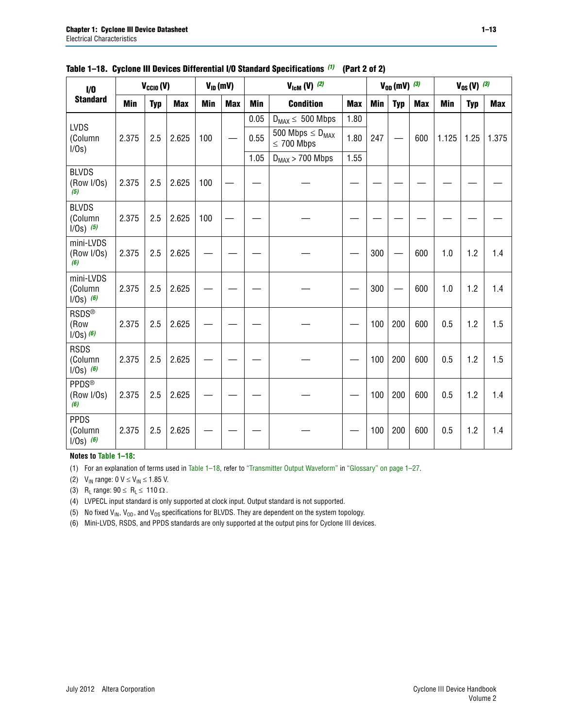**Table 1–18. Cyclone III Devices Differential I/O Standard Specifications (1) (Part 2 of 2)**

| I/O Standard | $V_{CCIO}$ (V) | | | $V_{ID}$ (mV) | | $V_{IcM}$ (V) (2) | | | $V_{OD}$ (mV) (3) | | | $V_{OS}$ (V) (3) | | |
|---|---|---|---|---|---|---|---|---|---|---|---|---|---|---|
| | Min | Typ | Max | Min | Max | Min | Condition | Max | Min | Typ | Max | Min | Typ | Max |
| LVDS (Column I/Os) | 2.375 | 2.5 | 2.625 | 100 | — | 0.05 | $D_{MAX} \leq$ 500 Mbps | 1.80 | 247 | — | 600 | 1.125 | 1.25 | 1.375 |
| | | | | | | 0.55 | 500 Mbps $\leq D_{MAX} \leq$ 700 Mbps | 1.80 | | | | | | |
| | | | | | | 1.05 | $D_{MAX} >$ 700 Mbps | 1.55 | | | | | | |
| BLVDS (Row I/Os) (5) | 2.375 | 2.5 | 2.625 | 100 | — | — | — | — | — | — | — | — | — | — |
| BLVDS (Column I/Os) (5) | 2.375 | 2.5 | 2.625 | 100 | — | — | — | — | — | — | — | — | — | — |
| mini-LVDS (Row I/Os) (6) | 2.375 | 2.5 | 2.625 | — | — | — | — | — | 300 | — | 600 | 1.0 | 1.2 | 1.4 |
| mini-LVDS (Column I/Os) (6) | 2.375 | 2.5 | 2.625 | — | — | — | — | — | 300 | — | 600 | 1.0 | 1.2 | 1.4 |
| RSDS® (Row I/Os) (6) | 2.375 | 2.5 | 2.625 | — | — | — | — | — | 100 | 200 | 600 | 0.5 | 1.2 | 1.5 |
| RSDS (Column I/Os) (6) | 2.375 | 2.5 | 2.625 | — | — | — | — | — | 100 | 200 | 600 | 0.5 | 1.2 | 1.5 |
| PPDS® (Row I/Os) (6) | 2.375 | 2.5 | 2.625 | — | — | — | — | — | 100 | 200 | 600 | 0.5 | 1.2 | 1.4 |
| PPDS (Column I/Os) (6) | 2.375 | 2.5 | 2.625 | — | — | — | — | — | 100 | 200 | 600 | 0.5 | 1.2 | 1.4 |

**Notes to Table 1–18:**

(1) For an explanation of terms used in Table 1–18, refer to "Transmitter Output Waveform" in "Glossary" on page 1–27.

(2) $V_{IN}$ range: 0 V $\leq V_{IN} \leq$ 1.85 V.

(3) $R_L$ range: 90 $\leq R_L \leq$ 110 Ω.

(4) LVPECL input standard is only supported at clock input. Output standard is not supported.

(5) No fixed $V_{IN}$, $V_{OD}$, and $V_{OS}$ specifications for BLVDS. They are dependent on the system topology.

(6) Mini-LVDS, RSDS, and PPDS standards are only supported at the output pins for Cyclone III devices.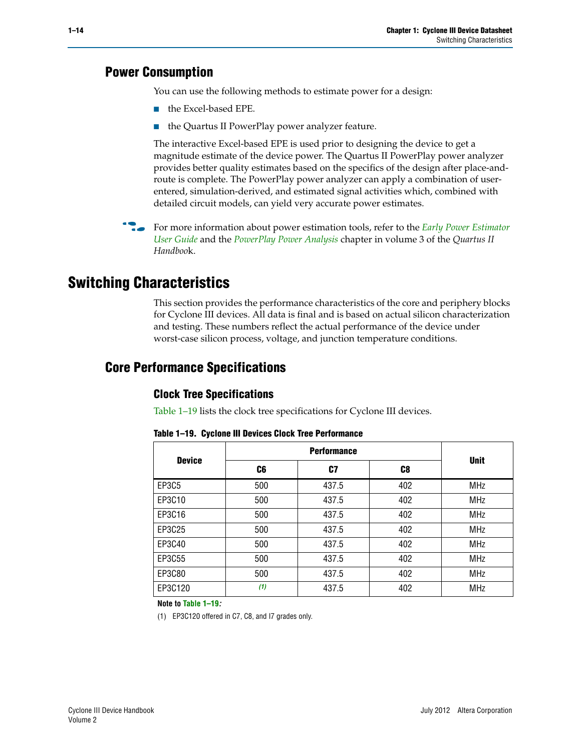## Power Consumption

You can use the following methods to estimate power for a design:

- the Excel-based EPE.
- the Quartus II PowerPlay power analyzer feature.

The interactive Excel-based EPE is used prior to designing the device to get a magnitude estimate of the device power. The Quartus II PowerPlay power analyzer provides better quality estimates based on the specifics of the design after place-and-route is complete. The PowerPlay power analyzer can apply a combination of user-entered, simulation-derived, and estimated signal activities which, combined with detailed circuit models, can yield very accurate power estimates.

For more information about power estimation tools, refer to the *Early Power Estimator User Guide* and the *PowerPlay Power Analysis* chapter in volume 3 of the *Quartus II Handbook*.

# Switching Characteristics

This section provides the performance characteristics of the core and periphery blocks for Cyclone III devices. All data is final and is based on actual silicon characterization and testing. These numbers reflect the actual performance of the device under worst-case silicon process, voltage, and junction temperature conditions.

## Core Performance Specifications

### Clock Tree Specifications

Table 1–19 lists the clock tree specifications for Cyclone III devices.

**Table 1–19. Cyclone III Devices Clock Tree Performance**

| Device | Performance | | | Unit |
|---|---|---|---|---|
| | C6 | C7 | C8 | |
| EP3C5 | 500 | 437.5 | 402 | MHz |
| EP3C10 | 500 | 437.5 | 402 | MHz |
| EP3C16 | 500 | 437.5 | 402 | MHz |
| EP3C25 | 500 | 437.5 | 402 | MHz |
| EP3C40 | 500 | 437.5 | 402 | MHz |
| EP3C55 | 500 | 437.5 | 402 | MHz |
| EP3C80 | 500 | 437.5 | 402 | MHz |
| EP3C120 | (1) | 437.5 | 402 | MHz |

**Note to Table 1–19:**

(1) EP3C120 offered in C7, C8, and I7 grades only.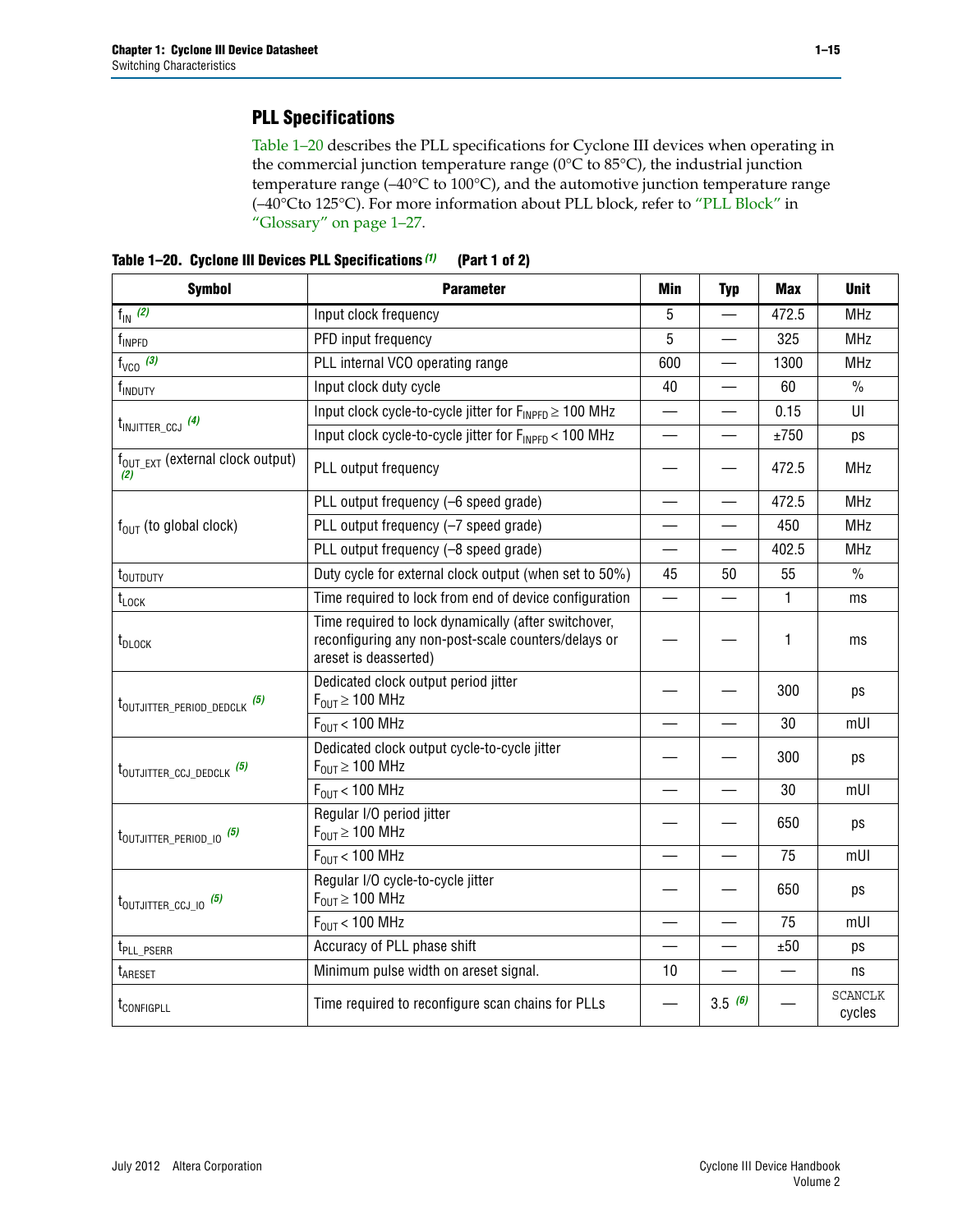## PLL Specifications

Table 1–20 describes the PLL specifications for Cyclone III devices when operating in the commercial junction temperature range (0°C to 85°C), the industrial junction temperature range (–40°C to 100°C), and the automotive junction temperature range (–40°Cto 125°C). For more information about PLL block, refer to "PLL Block" in "Glossary" on page 1–27.

**Table 1–20. Cyclone III Devices PLL Specifications (1) (Part 1 of 2)**

| Symbol | Parameter | Min | Typ | Max | Unit |
|---|---|---|---|---|---|
| $f_{IN}$ (2) | Input clock frequency | 5 | — | 472.5 | MHz |
| $f_{INPFD}$ | PFD input frequency | 5 | — | 325 | MHz |
| $f_{VCO}$ (3) | PLL internal VCO operating range | 600 | — | 1300 | MHz |
| $f_{INDUTY}$ | Input clock duty cycle | 40 | — | 60 | % |
| $t_{INJITTER\_CCJ}$ (4) | Input clock cycle-to-cycle jitter for $F_{INPFD} \geq 100$ MHz | — | — | 0.15 | UI |
| | Input clock cycle-to-cycle jitter for $F_{INPFD} < 100$ MHz | — | — | ±750 | ps |
| $f_{OUT\_EXT}$ (external clock output) (2) | PLL output frequency | — | — | 472.5 | MHz |
| $f_{OUT}$ (to global clock) | PLL output frequency (–6 speed grade) | — | — | 472.5 | MHz |
| | PLL output frequency (–7 speed grade) | — | — | 450 | MHz |
| | PLL output frequency (–8 speed grade) | — | — | 402.5 | MHz |
| $t_{OUTDUTY}$ | Duty cycle for external clock output (when set to 50%) | 45 | 50 | 55 | % |
| $t_{LOCK}$ | Time required to lock from end of device configuration | — | — | 1 | ms |
| $t_{DLOCK}$ | Time required to lock dynamically (after switchover, reconfiguring any non-post-scale counters/delays or areset is deasserted) | — | — | 1 | ms |
| $t_{OUTJITTER\_PERIOD\_DEDCLK}$ (5) | Dedicated clock output period jitter $F_{OUT} \geq 100$ MHz | — | — | 300 | ps |
| | $F_{OUT} < 100$ MHz | — | — | 30 | mUI |
| $t_{OUTJITTER\_CCJ\_DEDCLK}$ (5) | Dedicated clock output cycle-to-cycle jitter $F_{OUT} \geq 100$ MHz | — | — | 300 | ps |
| | $F_{OUT} < 100$ MHz | — | — | 30 | mUI |
| $t_{OUTJITTER\_PERIOD\_IO}$ (5) | Regular I/O period jitter $F_{OUT} \geq 100$ MHz | — | — | 650 | ps |
| | $F_{OUT} < 100$ MHz | — | — | 75 | mUI |
| $t_{OUTJITTER\_CCJ\_IO}$ (5) | Regular I/O cycle-to-cycle jitter $F_{OUT} \geq 100$ MHz | — | — | 650 | ps |
| | $F_{OUT} < 100$ MHz | — | — | 75 | mUI |
| $t_{PLL\_PSERR}$ | Accuracy of PLL phase shift | — | — | ±50 | ps |
| $t_{ARESET}$ | Minimum pulse width on areset signal. | 10 | — | — | ns |
| $t_{CONFIGPLL}$ | Time required to reconfigure scan chains for PLLs | — | 3.5 (6) | — | SCANCLK cycles |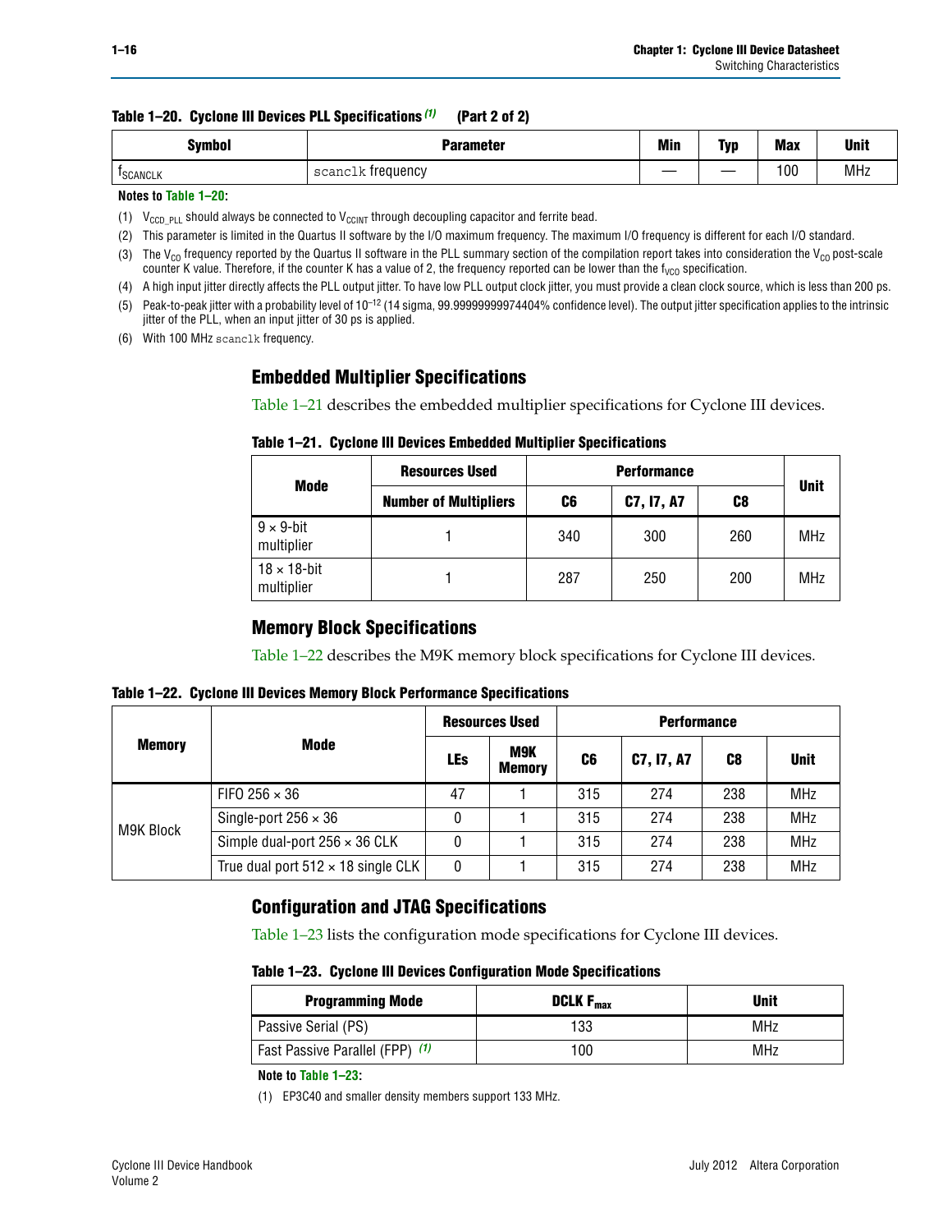**Table 1–20. Cyclone III Devices PLL Specifications (1) (Part 2 of 2)**

| Symbol | Parameter | Min | Typ | Max | Unit |
|---|---|---|---|---|---|
| $f_{SCANCLK}$ | scanclk frequency | — | — | 100 | MHz |

**Notes to Table 1–20:**

(1) $V_{CCD\_PLL}$ should always be connected to $V_{CCINT}$ through decoupling capacitor and ferrite bead.

(2) This parameter is limited in the Quartus II software by the I/O maximum frequency. The maximum I/O frequency is different for each I/O standard.

(3) The $V_{CO}$ frequency reported by the Quartus II software in the PLL summary section of the compilation report takes into consideration the $V_{CO}$ post-scale counter K value. Therefore, if the counter K has a value of 2, the frequency reported can be lower than the $f_{VCO}$ specification.

(4) A high input jitter directly affects the PLL output jitter. To have low PLL output clock jitter, you must provide a clean clock source, which is less than 200 ps.

(5) Peak-to-peak jitter with a probability level of $10^{-12}$ (14 sigma, 99.99999999974404% confidence level). The output jitter specification applies to the intrinsic jitter of the PLL, when an input jitter of 30 ps is applied.

(6) With 100 MHz scanclk frequency.

## Embedded Multiplier Specifications

Table 1–21 describes the embedded multiplier specifications for Cyclone III devices.

**Table 1–21. Cyclone III Devices Embedded Multiplier Specifications**

| Mode | Resources Used | Performance | | | Unit |
|---|---|---|---|---|---|
| | Number of Multipliers | C6 | C7, I7, A7 | C8 | |
| 9 × 9-bit multiplier | 1 | 340 | 300 | 260 | MHz |
| 18 × 18-bit multiplier | 1 | 287 | 250 | 200 | MHz |

## Memory Block Specifications

Table 1–22 describes the M9K memory block specifications for Cyclone III devices.

**Table 1–22. Cyclone III Devices Memory Block Performance Specifications**

| Memory | Mode | Resources Used | | Performance | | | |
|---|---|---|---|---|---|---|---|
| | | LEs | M9K Memory | C6 | C7, I7, A7 | C8 | Unit |
| M9K Block | FIFO 256 × 36 | 47 | 1 | 315 | 274 | 238 | MHz |
| | Single-port 256 × 36 | 0 | 1 | 315 | 274 | 238 | MHz |
| | Simple dual-port 256 × 36 CLK | 0 | 1 | 315 | 274 | 238 | MHz |
| | True dual port 512 × 18 single CLK | 0 | 1 | 315 | 274 | 238 | MHz |

## Configuration and JTAG Specifications

Table 1–23 lists the configuration mode specifications for Cyclone III devices.

**Table 1–23. Cyclone III Devices Configuration Mode Specifications**

| Programming Mode | DCLK $F_{max}$ | Unit |
|---|---|---|
| Passive Serial (PS) | 133 | MHz |
| Fast Passive Parallel (FPP) (1) | 100 | MHz |

**Note to Table 1–23:**

(1) EP3C40 and smaller density members support 133 MHz.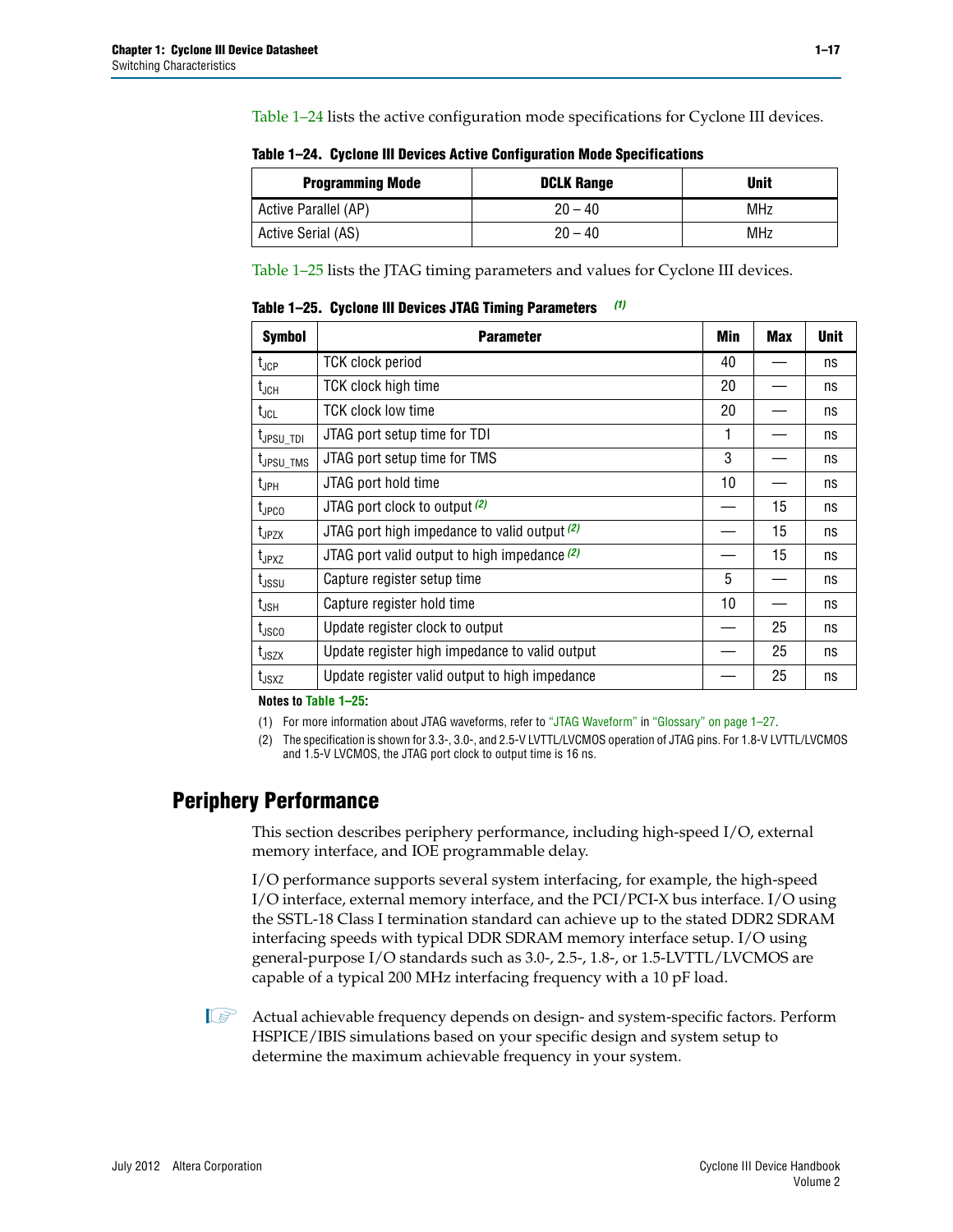Table 1–24 lists the active configuration mode specifications for Cyclone III devices.

**Table 1–24. Cyclone III Devices Active Configuration Mode Specifications**

| Programming Mode | DCLK Range | Unit |
|---|---|---|
| Active Parallel (AP) | 20 – 40 | MHz |
| Active Serial (AS) | 20 – 40 | MHz |

Table 1–25 lists the JTAG timing parameters and values for Cyclone III devices.

**Table 1–25. Cyclone III Devices JTAG Timing Parameters** *(1)*

| Symbol | Parameter | Min | Max | Unit |
|---|---|---|---|---|
| $t_{JCP}$ | TCK clock period | 40 | — | ns |
| $t_{JCH}$ | TCK clock high time | 20 | — | ns |
| $t_{JCL}$ | TCK clock low time | 20 | — | ns |
| $t_{JPSU\_TDI}$ | JTAG port setup time for TDI | 1 | — | ns |
| $t_{JPSU\_TMS}$ | JTAG port setup time for TMS | 3 | — | ns |
| $t_{JPH}$ | JTAG port hold time | 10 | — | ns |
| $t_{JPCO}$ | JTAG port clock to output *(2)* | — | 15 | ns |
| $t_{JPZX}$ | JTAG port high impedance to valid output *(2)* | — | 15 | ns |
| $t_{JPXZ}$ | JTAG port valid output to high impedance *(2)* | — | 15 | ns |
| $t_{JSSU}$ | Capture register setup time | 5 | — | ns |
| $t_{JSH}$ | Capture register hold time | 10 | — | ns |
| $t_{JSCO}$ | Update register clock to output | — | 25 | ns |
| $t_{JSZX}$ | Update register high impedance to valid output | — | 25 | ns |
| $t_{JSXZ}$ | Update register valid output to high impedance | — | 25 | ns |

**Notes to Table 1–25:**

(1) For more information about JTAG waveforms, refer to "JTAG Waveform" in "Glossary" on page 1–27.

(2) The specification is shown for 3.3-, 3.0-, and 2.5-V LVTTL/LVCMOS operation of JTAG pins. For 1.8-V LVTTL/LVCMOS and 1.5-V LVCMOS, the JTAG port clock to output time is 16 ns.

## Periphery Performance

This section describes periphery performance, including high-speed I/O, external memory interface, and IOE programmable delay.

I/O performance supports several system interfacing, for example, the high-speed I/O interface, external memory interface, and the PCI/PCI-X bus interface. I/O using the SSTL-18 Class I termination standard can achieve up to the stated DDR2 SDRAM interfacing speeds with typical DDR SDRAM memory interface setup. I/O using general-purpose I/O standards such as 3.0-, 2.5-, 1.8-, or 1.5-LVTTL/LVCMOS are capable of a typical 200 MHz interfacing frequency with a 10 pF load.

Actual achievable frequency depends on design- and system-specific factors. Perform HSPICE/IBIS simulations based on your specific design and system setup to determine the maximum achievable frequency in your system.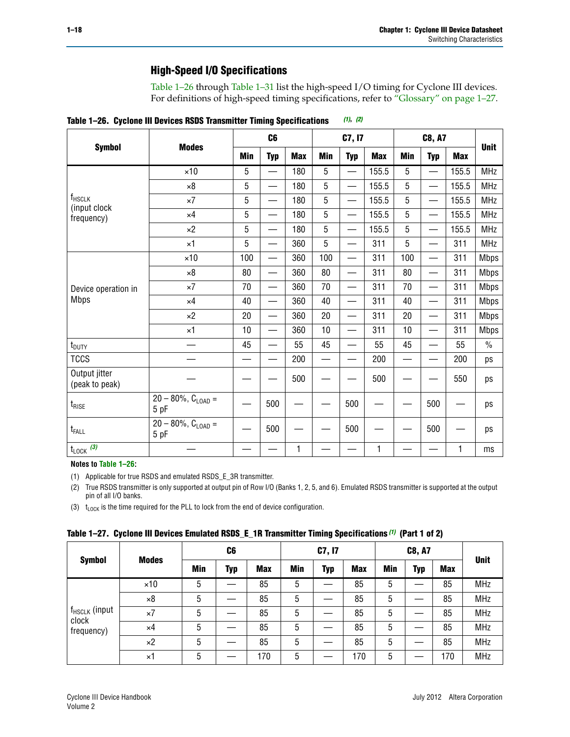## High-Speed I/O Specifications

Table 1–26 through Table 1–31 list the high-speed I/O timing for Cyclone III devices. For definitions of high-speed timing specifications, refer to "Glossary" on page 1–27.

**Table 1–26. Cyclone III Devices RSDS Transmitter Timing Specifications** *(1), (2)*

| Symbol | Modes | C6 | | | C7, I7 | | | C8, A7 | | | Unit |
|---|---|---|---|---|---|---|---|---|---|---|---|
| | | Min | Typ | Max | Min | Typ | Max | Min | Typ | Max | |
| $f_{HSCLK}$ (input clock frequency) | ×10 | 5 | — | 180 | 5 | — | 155.5 | 5 | — | 155.5 | MHz |
| | ×8 | 5 | — | 180 | 5 | — | 155.5 | 5 | — | 155.5 | MHz |
| | ×7 | 5 | — | 180 | 5 | — | 155.5 | 5 | — | 155.5 | MHz |
| | ×4 | 5 | — | 180 | 5 | — | 155.5 | 5 | — | 155.5 | MHz |
| | ×2 | 5 | — | 180 | 5 | — | 155.5 | 5 | — | 155.5 | MHz |
| | ×1 | 5 | — | 360 | 5 | — | 311 | 5 | — | 311 | MHz |
| Device operation in Mbps | ×10 | 100 | — | 360 | 100 | — | 311 | 100 | — | 311 | Mbps |
| | ×8 | 80 | — | 360 | 80 | — | 311 | 80 | — | 311 | Mbps |
| | ×7 | 70 | — | 360 | 70 | — | 311 | 70 | — | 311 | Mbps |
| | ×4 | 40 | — | 360 | 40 | — | 311 | 40 | — | 311 | Mbps |
| | ×2 | 20 | — | 360 | 20 | — | 311 | 20 | — | 311 | Mbps |
| | ×1 | 10 | — | 360 | 10 | — | 311 | 10 | — | 311 | Mbps |
| $t_{DUTY}$ | — | 45 | — | 55 | 45 | — | 55 | 45 | — | 55 | % |
| TCCS | — | — | — | 200 | — | — | 200 | — | — | 200 | ps |
| Output jitter (peak to peak) | — | — | — | 500 | — | — | 500 | — | — | 550 | ps |
| $t_{RISE}$ | 20 – 80%, $C_{LOAD}$ = 5 pF | — | 500 | — | — | 500 | — | — | 500 | — | ps |
| $t_{FALL}$ | 20 – 80%, $C_{LOAD}$ = 5 pF | — | 500 | — | — | 500 | — | — | 500 | — | ps |
| $t_{LOCK}$ *(3)* | — | — | — | 1 | — | — | 1 | — | — | 1 | ms |

**Notes to Table 1–26:**

(1) Applicable for true RSDS and emulated RSDS_E_3R transmitter.

(2) True RSDS transmitter is only supported at output pin of Row I/O (Banks 1, 2, 5, and 6). Emulated RSDS transmitter is supported at the output pin of all I/O banks.

(3) $t_{LOCK}$ is the time required for the PLL to lock from the end of device configuration.

**Table 1–27. Cyclone III Devices Emulated RSDS_E_1R Transmitter Timing Specifications** *(1)* **(Part 1 of 2)**

| Symbol | Modes | C6 | | | C7, I7 | | | C8, A7 | | | Unit |
|---|---|---|---|---|---|---|---|---|---|---|---|
| | | Min | Typ | Max | Min | Typ | Max | Min | Typ | Max | |
| $f_{HSCLK}$ (input clock frequency) | ×10 | 5 | — | 85 | 5 | — | 85 | 5 | — | 85 | MHz |
| | ×8 | 5 | — | 85 | 5 | — | 85 | 5 | — | 85 | MHz |
| | ×7 | 5 | — | 85 | 5 | — | 85 | 5 | — | 85 | MHz |
| | ×4 | 5 | — | 85 | 5 | — | 85 | 5 | — | 85 | MHz |
| | ×2 | 5 | — | 85 | 5 | — | 85 | 5 | — | 85 | MHz |
| | ×1 | 5 | — | 170 | 5 | — | 170 | 5 | — | 170 | MHz |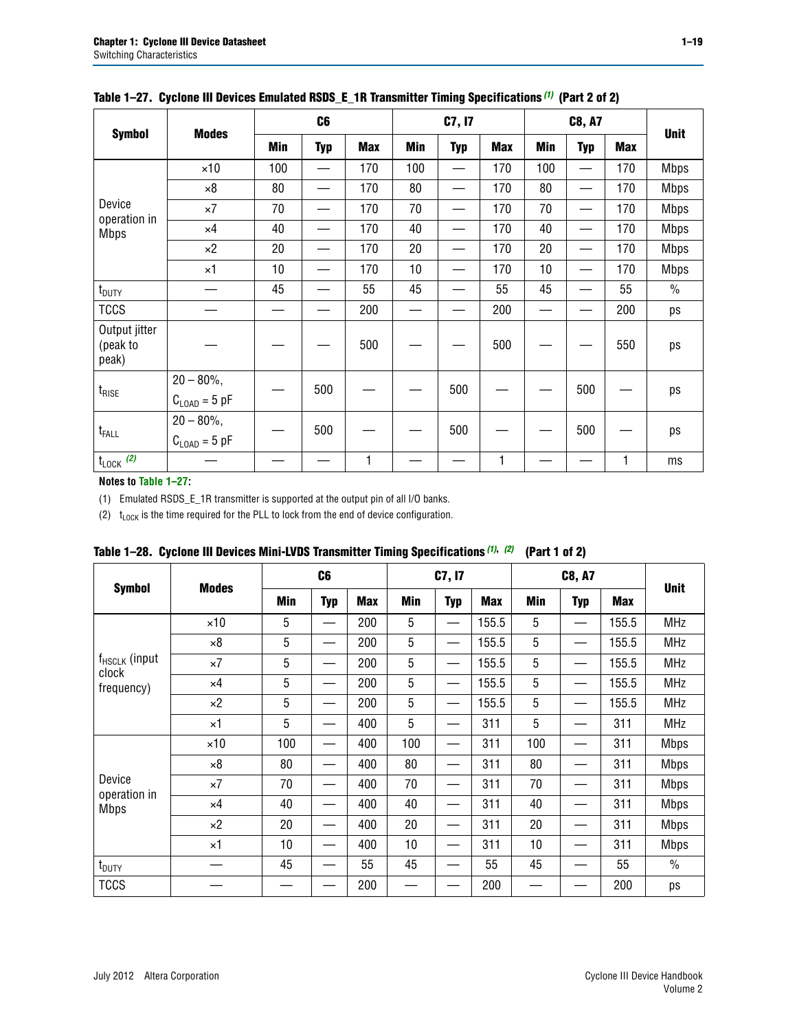**Table 1–27. Cyclone III Devices Emulated RSDS_E_1R Transmitter Timing Specifications (1) (Part 2 of 2)**

| Symbol | Modes | C6 | | | C7, I7 | | | C8, A7 | | | Unit |
|---|---|---|---|---|---|---|---|---|---|---|---|
| | | Min | Typ | Max | Min | Typ | Max | Min | Typ | Max | |
| Device operation in Mbps | ×10 | 100 | — | 170 | 100 | — | 170 | 100 | — | 170 | Mbps |
| | ×8 | 80 | — | 170 | 80 | — | 170 | 80 | — | 170 | Mbps |
| | ×7 | 70 | — | 170 | 70 | — | 170 | 70 | — | 170 | Mbps |
| | ×4 | 40 | — | 170 | 40 | — | 170 | 40 | — | 170 | Mbps |
| | ×2 | 20 | — | 170 | 20 | — | 170 | 20 | — | 170 | Mbps |
| | ×1 | 10 | — | 170 | 10 | — | 170 | 10 | — | 170 | Mbps |
| $t_{DUTY}$ | — | 45 | — | 55 | 45 | — | 55 | 45 | — | 55 | % |
| TCCS | — | — | — | 200 | — | — | 200 | — | — | 200 | ps |
| Output jitter (peak to peak) | — | — | — | 500 | — | — | 500 | — | — | 550 | ps |
| $t_{RISE}$ | 20 – 80%, $C_{LOAD}$ = 5 pF | — | 500 | — | — | 500 | — | — | 500 | — | ps |
| $t_{FALL}$ | 20 – 80%, $C_{LOAD}$ = 5 pF | — | 500 | — | — | 500 | — | — | 500 | — | ps |
| $t_{LOCK}$ (2) | — | — | — | 1 | — | — | 1 | — | — | 1 | ms |

**Notes to Table 1–27:**

(1) Emulated RSDS_E_1R transmitter is supported at the output pin of all I/O banks.

(2) $t_{LOCK}$ is the time required for the PLL to lock from the end of device configuration.

**Table 1–28. Cyclone III Devices Mini-LVDS Transmitter Timing Specifications (1), (2) (Part 1 of 2)**

| Symbol | Modes | C6 | | | C7, I7 | | | C8, A7 | | | Unit |
|---|---|---|---|---|---|---|---|---|---|---|---|
| | | Min | Typ | Max | Min | Typ | Max | Min | Typ | Max | |
| $f_{HSCLK}$ (input clock frequency) | ×10 | 5 | — | 200 | 5 | — | 155.5 | 5 | — | 155.5 | MHz |
| | ×8 | 5 | — | 200 | 5 | — | 155.5 | 5 | — | 155.5 | MHz |
| | ×7 | 5 | — | 200 | 5 | — | 155.5 | 5 | — | 155.5 | MHz |
| | ×4 | 5 | — | 200 | 5 | — | 155.5 | 5 | — | 155.5 | MHz |
| | ×2 | 5 | — | 200 | 5 | — | 155.5 | 5 | — | 155.5 | MHz |
| | ×1 | 5 | — | 400 | 5 | — | 311 | 5 | — | 311 | MHz |
| Device operation in Mbps | ×10 | 100 | — | 400 | 100 | — | 311 | 100 | — | 311 | Mbps |
| | ×8 | 80 | — | 400 | 80 | — | 311 | 80 | — | 311 | Mbps |
| | ×7 | 70 | — | 400 | 70 | — | 311 | 70 | — | 311 | Mbps |
| | ×4 | 40 | — | 400 | 40 | — | 311 | 40 | — | 311 | Mbps |
| | ×2 | 20 | — | 400 | 20 | — | 311 | 20 | — | 311 | Mbps |
| | ×1 | 10 | — | 400 | 10 | — | 311 | 10 | — | 311 | Mbps |
| $t_{DUTY}$ | — | 45 | — | 55 | 45 | — | 55 | 45 | — | 55 | % |
| TCCS | — | — | — | 200 | — | — | 200 | — | — | 200 | ps |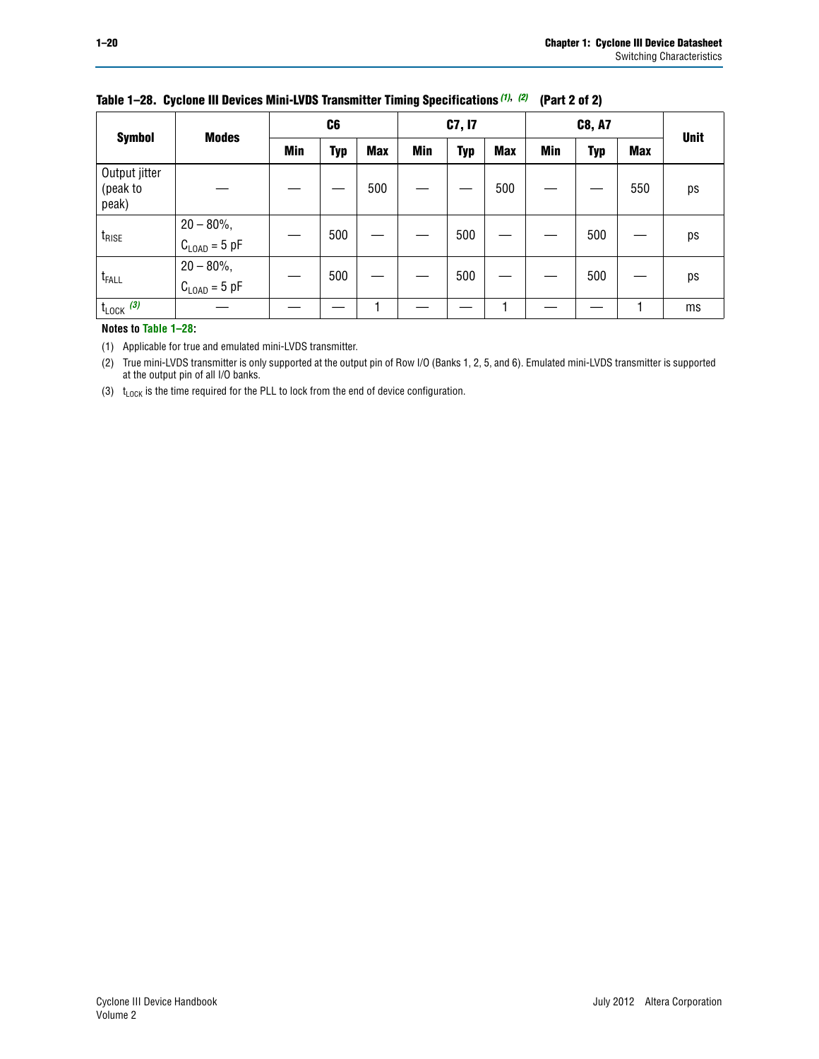**Table 1–28. Cyclone III Devices Mini-LVDS Transmitter Timing Specifications (1), (2) (Part 2 of 2)**

| Symbol | Modes | C6 | | | C7, I7 | | | C8, A7 | | | Unit |
|---|---|---|---|---|---|---|---|---|---|---|---|
| | | Min | Typ | Max | Min | Typ | Max | Min | Typ | Max | |
| Output jitter (peak to peak) | — | — | — | 500 | — | — | 500 | — | — | 550 | ps |
| $t_{RISE}$ | 20 – 80%, $C_{LOAD}$ = 5 pF | — | 500 | — | — | 500 | — | — | 500 | — | ps |
| $t_{FALL}$ | 20 – 80%, $C_{LOAD}$ = 5 pF | — | 500 | — | — | 500 | — | — | 500 | — | ps |
| $t_{LOCK}$ (3) | — | — | — | 1 | — | — | 1 | — | — | 1 | ms |

**Notes to Table 1–28:**

(1) Applicable for true and emulated mini-LVDS transmitter.

(2) True mini-LVDS transmitter is only supported at the output pin of Row I/O (Banks 1, 2, 5, and 6). Emulated mini-LVDS transmitter is supported at the output pin of all I/O banks.

(3) $t_{LOCK}$ is the time required for the PLL to lock from the end of device configuration.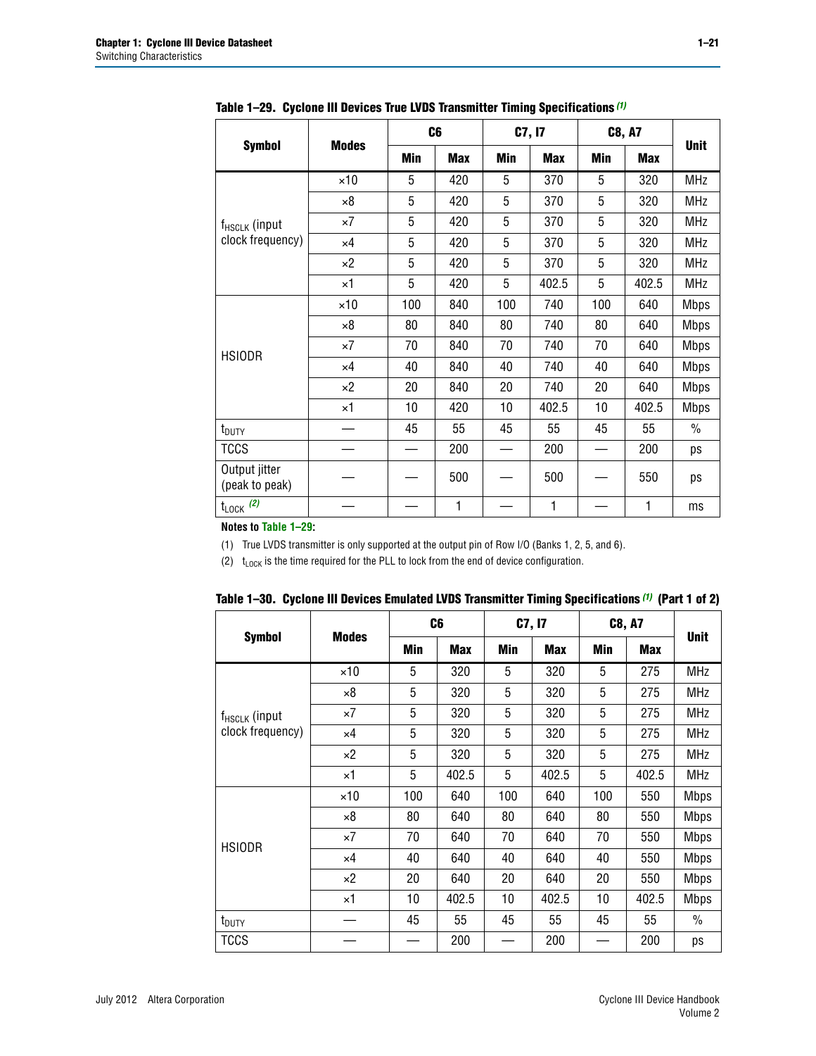**Table 1–29. Cyclone III Devices True LVDS Transmitter Timing Specifications (1)**

| Symbol | Modes | C6 | | C7, I7 | | C8, A7 | | Unit |
|---|---|---|---|---|---|---|---|---|
| | | Min | Max | Min | Max | Min | Max | |
| $f_{HSCLK}$ (input clock frequency) | ×10 | 5 | 420 | 5 | 370 | 5 | 320 | MHz |
| | ×8 | 5 | 420 | 5 | 370 | 5 | 320 | MHz |
| | ×7 | 5 | 420 | 5 | 370 | 5 | 320 | MHz |
| | ×4 | 5 | 420 | 5 | 370 | 5 | 320 | MHz |
| | ×2 | 5 | 420 | 5 | 370 | 5 | 320 | MHz |
| | ×1 | 5 | 420 | 5 | 402.5 | 5 | 402.5 | MHz |
| HSIODR | ×10 | 100 | 840 | 100 | 740 | 100 | 640 | Mbps |
| | ×8 | 80 | 840 | 80 | 740 | 80 | 640 | Mbps |
| | ×7 | 70 | 840 | 70 | 740 | 70 | 640 | Mbps |
| | ×4 | 40 | 840 | 40 | 740 | 40 | 640 | Mbps |
| | ×2 | 20 | 840 | 20 | 740 | 20 | 640 | Mbps |
| | ×1 | 10 | 420 | 10 | 402.5 | 10 | 402.5 | Mbps |
| $t_{DUTY}$ | — | 45 | 55 | 45 | 55 | 45 | 55 | % |
| TCCS | — | — | 200 | — | 200 | — | 200 | ps |
| Output jitter (peak to peak) | — | — | 500 | — | 500 | — | 550 | ps |
| $t_{LOCK}$ (2) | — | — | 1 | — | 1 | — | 1 | ms |

**Notes to Table 1–29:**

(1) True LVDS transmitter is only supported at the output pin of Row I/O (Banks 1, 2, 5, and 6).

(2) $t_{LOCK}$ is the time required for the PLL to lock from the end of device configuration.

**Table 1–30. Cyclone III Devices Emulated LVDS Transmitter Timing Specifications (1) (Part 1 of 2)**

| Symbol | Modes | C6 | | C7, I7 | | C8, A7 | | Unit |
|---|---|---|---|---|---|---|---|---|
| | | Min | Max | Min | Max | Min | Max | |
| $f_{HSCLK}$ (input clock frequency) | ×10 | 5 | 320 | 5 | 320 | 5 | 275 | MHz |
| | ×8 | 5 | 320 | 5 | 320 | 5 | 275 | MHz |
| | ×7 | 5 | 320 | 5 | 320 | 5 | 275 | MHz |
| | ×4 | 5 | 320 | 5 | 320 | 5 | 275 | MHz |
| | ×2 | 5 | 320 | 5 | 320 | 5 | 275 | MHz |
| | ×1 | 5 | 402.5 | 5 | 402.5 | 5 | 402.5 | MHz |
| HSIODR | ×10 | 100 | 640 | 100 | 640 | 100 | 550 | Mbps |
| | ×8 | 80 | 640 | 80 | 640 | 80 | 550 | Mbps |
| | ×7 | 70 | 640 | 70 | 640 | 70 | 550 | Mbps |
| | ×4 | 40 | 640 | 40 | 640 | 40 | 550 | Mbps |
| | ×2 | 20 | 640 | 20 | 640 | 20 | 550 | Mbps |
| | ×1 | 10 | 402.5 | 10 | 402.5 | 10 | 402.5 | Mbps |
| $t_{DUTY}$ | — | 45 | 55 | 45 | 55 | 45 | 55 | % |
| TCCS | — | — | 200 | — | 200 | — | 200 | ps |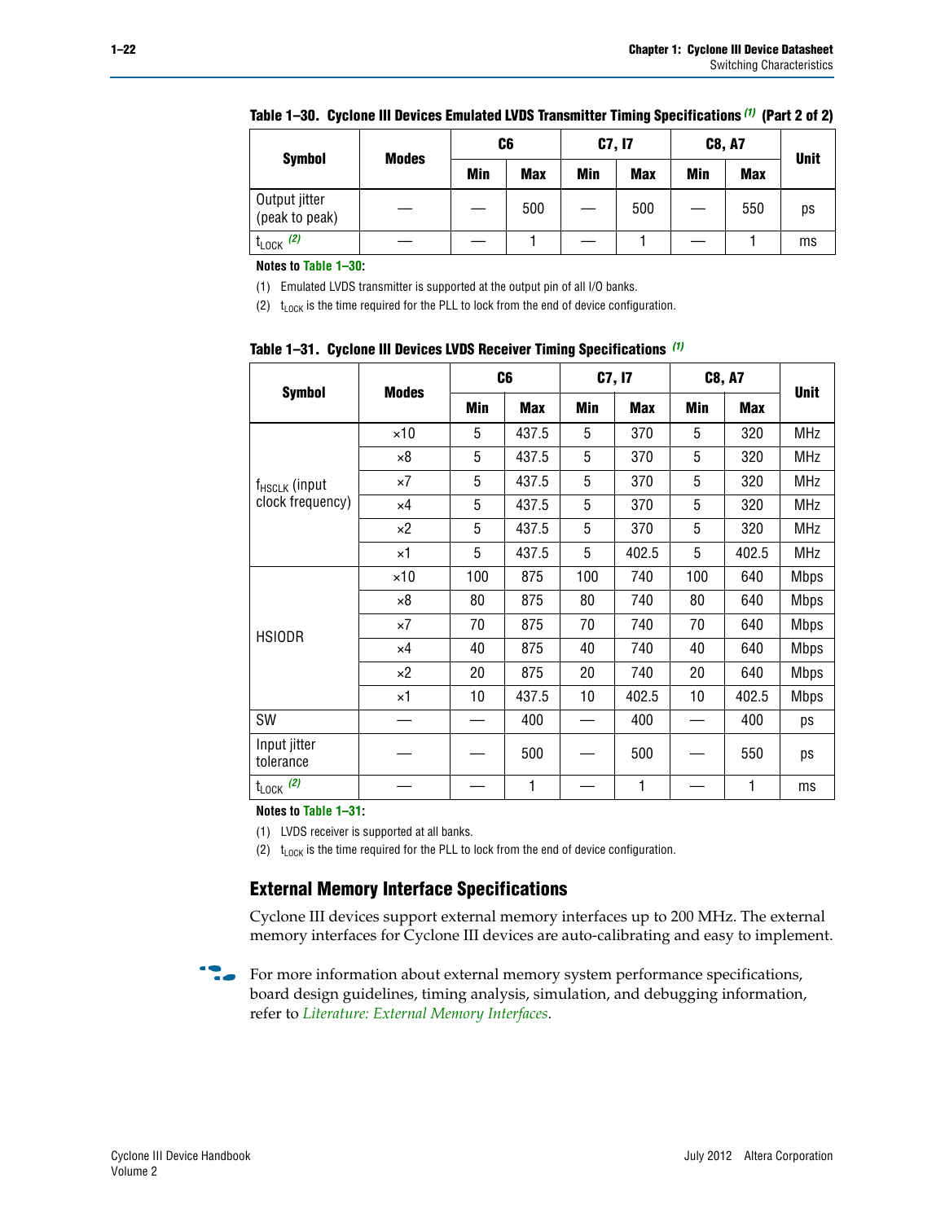**Table 1–30. Cyclone III Devices Emulated LVDS Transmitter Timing Specifications (1) (Part 2 of 2)**

| Symbol | Modes | C6 | | C7, I7 | | C8, A7 | | Unit |
|---|---|---|---|---|---|---|---|---|
| | | Min | Max | Min | Max | Min | Max | |
| Output jitter (peak to peak) | — | — | 500 | — | 500 | — | 550 | ps |
| $t_{LOCK}$ (2) | — | — | 1 | — | 1 | — | 1 | ms |

**Notes to Table 1–30:**

(1) Emulated LVDS transmitter is supported at the output pin of all I/O banks.

(2) $t_{LOCK}$ is the time required for the PLL to lock from the end of device configuration.

**Table 1–31. Cyclone III Devices LVDS Receiver Timing Specifications (1)**

| Symbol | Modes | C6 | | C7, I7 | | C8, A7 | | Unit |
|---|---|---|---|---|---|---|---|---|
| | | Min | Max | Min | Max | Min | Max | |
| $f_{HSCLK}$ (input clock frequency) | ×10 | 5 | 437.5 | 5 | 370 | 5 | 320 | MHz |
| | ×8 | 5 | 437.5 | 5 | 370 | 5 | 320 | MHz |
| | ×7 | 5 | 437.5 | 5 | 370 | 5 | 320 | MHz |
| | ×4 | 5 | 437.5 | 5 | 370 | 5 | 320 | MHz |
| | ×2 | 5 | 437.5 | 5 | 370 | 5 | 320 | MHz |
| | ×1 | 5 | 437.5 | 5 | 402.5 | 5 | 402.5 | MHz |
| HSIODR | ×10 | 100 | 875 | 100 | 740 | 100 | 640 | Mbps |
| | ×8 | 80 | 875 | 80 | 740 | 80 | 640 | Mbps |
| | ×7 | 70 | 875 | 70 | 740 | 70 | 640 | Mbps |
| | ×4 | 40 | 875 | 40 | 740 | 40 | 640 | Mbps |
| | ×2 | 20 | 875 | 20 | 740 | 20 | 640 | Mbps |
| | ×1 | 10 | 437.5 | 10 | 402.5 | 10 | 402.5 | Mbps |
| SW | — | — | 400 | — | 400 | — | 400 | ps |
| Input jitter tolerance | — | — | 500 | — | 500 | — | 550 | ps |
| $t_{LOCK}$ (2) | — | — | 1 | — | 1 | — | 1 | ms |

**Notes to Table 1–31:**

(1) LVDS receiver is supported at all banks.

(2) $t_{LOCK}$ is the time required for the PLL to lock from the end of device configuration.

## External Memory Interface Specifications

Cyclone III devices support external memory interfaces up to 200 MHz. The external memory interfaces for Cyclone III devices are auto-calibrating and easy to implement.

For more information about external memory system performance specifications, board design guidelines, timing analysis, simulation, and debugging information, refer to *Literature: External Memory Interfaces*.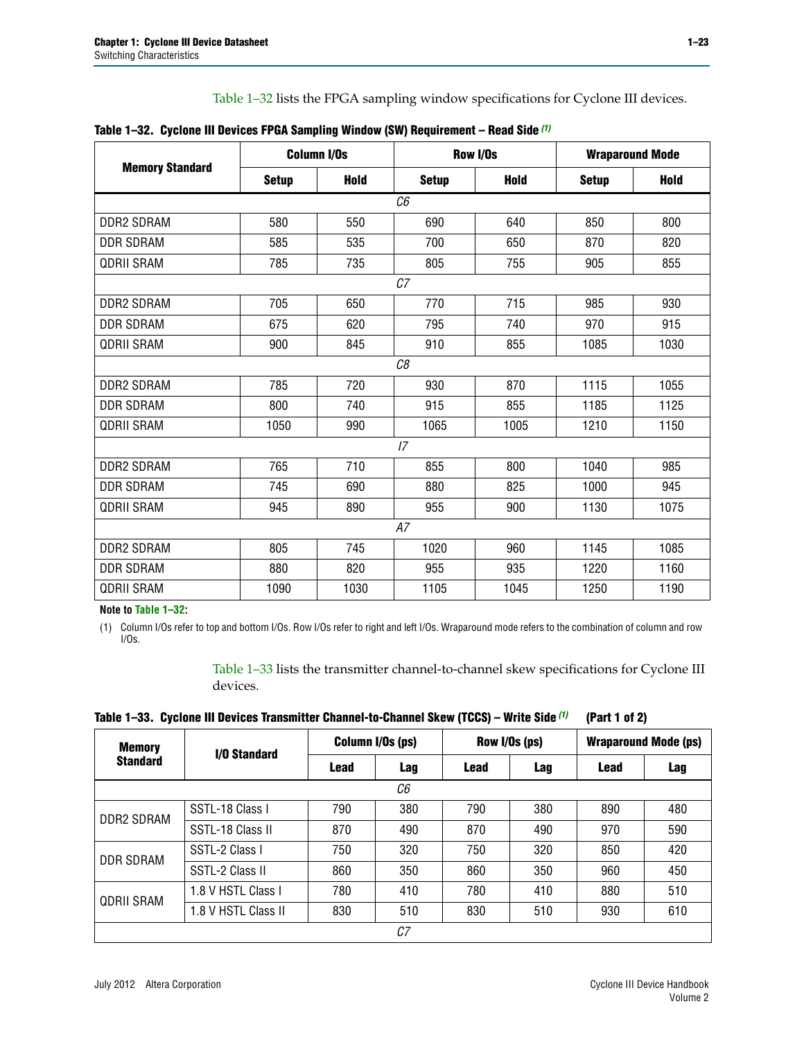Table 1–32 lists the FPGA sampling window specifications for Cyclone III devices.

**Table 1–32. Cyclone III Devices FPGA Sampling Window (SW) Requirement – Read Side (1)**

| Memory Standard | Column I/Os | | Row I/Os | | Wraparound Mode | |
|---|---|---|---|---|---|---|
| | Setup | Hold | Setup | Hold | Setup | Hold |
| *C6* | | | | | | |
| DDR2 SDRAM | 580 | 550 | 690 | 640 | 850 | 800 |
| DDR SDRAM | 585 | 535 | 700 | 650 | 870 | 820 |
| QDRII SRAM | 785 | 735 | 805 | 755 | 905 | 855 |
| *C7* | | | | | | |
| DDR2 SDRAM | 705 | 650 | 770 | 715 | 985 | 930 |
| DDR SDRAM | 675 | 620 | 795 | 740 | 970 | 915 |
| QDRII SRAM | 900 | 845 | 910 | 855 | 1085 | 1030 |
| *C8* | | | | | | |
| DDR2 SDRAM | 785 | 720 | 930 | 870 | 1115 | 1055 |
| DDR SDRAM | 800 | 740 | 915 | 855 | 1185 | 1125 |
| QDRII SRAM | 1050 | 990 | 1065 | 1005 | 1210 | 1150 |
| *I7* | | | | | | |
| DDR2 SDRAM | 765 | 710 | 855 | 800 | 1040 | 985 |
| DDR SDRAM | 745 | 690 | 880 | 825 | 1000 | 945 |
| QDRII SRAM | 945 | 890 | 955 | 900 | 1130 | 1075 |
| *A7* | | | | | | |
| DDR2 SDRAM | 805 | 745 | 1020 | 960 | 1145 | 1085 |
| DDR SDRAM | 880 | 820 | 955 | 935 | 1220 | 1160 |
| QDRII SRAM | 1090 | 1030 | 1105 | 1045 | 1250 | 1190 |

**Note to Table 1–32:**

(1) Column I/Os refer to top and bottom I/Os. Row I/Os refer to right and left I/Os. Wraparound mode refers to the combination of column and row I/Os.

Table 1–33 lists the transmitter channel-to-channel skew specifications for Cyclone III devices.

**Table 1–33. Cyclone III Devices Transmitter Channel-to-Channel Skew (TCCS) – Write Side (1) (Part 1 of 2)**

| Memory Standard | I/O Standard | Column I/Os (ps) | | Row I/Os (ps) | | Wraparound Mode (ps) | |
|---|---|---|---|---|---|---|---|
| | | Lead | Lag | Lead | Lag | Lead | Lag |
| *C6* | | | | | | | |
| DDR2 SDRAM | SSTL-18 Class I | 790 | 380 | 790 | 380 | 890 | 480 |
| | SSTL-18 Class II | 870 | 490 | 870 | 490 | 970 | 590 |
| DDR SDRAM | SSTL-2 Class I | 750 | 320 | 750 | 320 | 850 | 420 |
| | SSTL-2 Class II | 860 | 350 | 860 | 350 | 960 | 450 |
| QDRII SRAM | 1.8 V HSTL Class I | 780 | 410 | 780 | 410 | 880 | 510 |
| | 1.8 V HSTL Class II | 830 | 510 | 830 | 510 | 930 | 610 |
| *C7* | | | | | | | |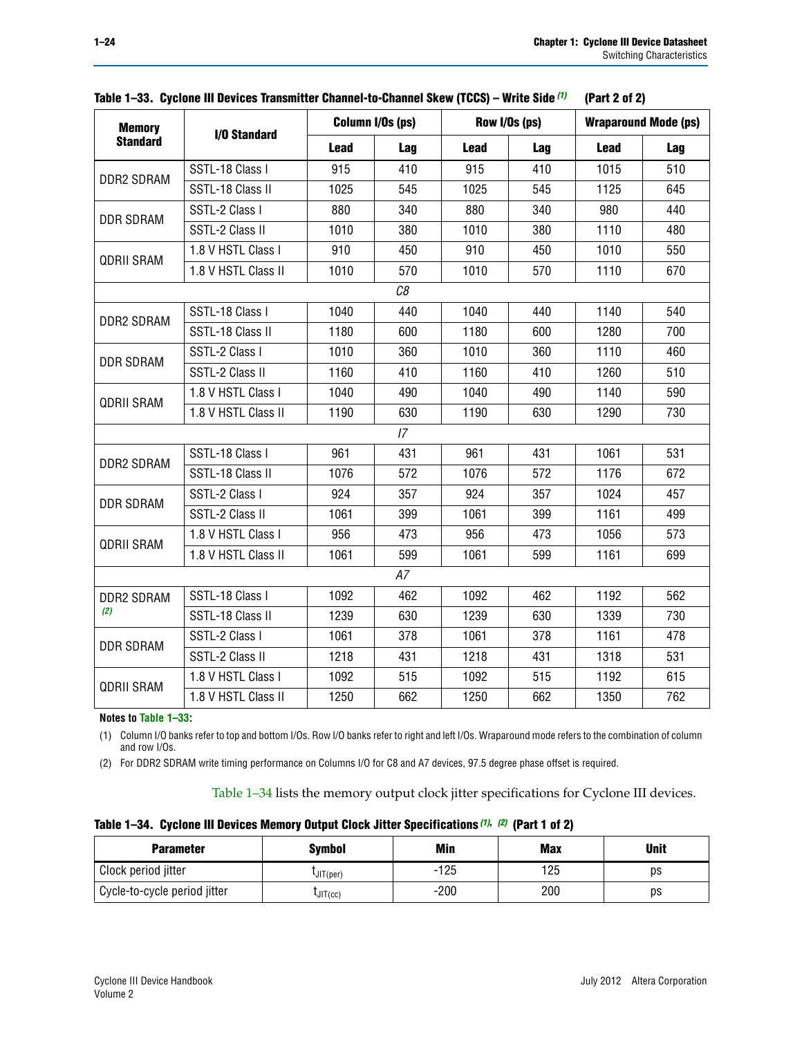**Table 1–33. Cyclone III Devices Transmitter Channel-to-Channel Skew (TCCS) – Write Side (1) (Part 2 of 2)**

| Memory Standard | I/O Standard | Column I/Os (ps) | | Row I/Os (ps) | | Wraparound Mode (ps) | |
|---|---|---|---|---|---|---|---|
| | | Lead | Lag | Lead | Lag | Lead | Lag |
| DDR2 SDRAM | SSTL-18 Class I | 915 | 410 | 915 | 410 | 1015 | 510 |
| | SSTL-18 Class II | 1025 | 545 | 1025 | 545 | 1125 | 645 |
| DDR SDRAM | SSTL-2 Class I | 880 | 340 | 880 | 340 | 980 | 440 |
| | SSTL-2 Class II | 1010 | 380 | 1010 | 380 | 1110 | 480 |
| QDRII SRAM | 1.8 V HSTL Class I | 910 | 450 | 910 | 450 | 1010 | 550 |
| | 1.8 V HSTL Class II | 1010 | 570 | 1010 | 570 | 1110 | 670 |
| *C8* | | | | | | | |
| DDR2 SDRAM | SSTL-18 Class I | 1040 | 440 | 1040 | 440 | 1140 | 540 |
| | SSTL-18 Class II | 1180 | 600 | 1180 | 600 | 1280 | 700 |
| DDR SDRAM | SSTL-2 Class I | 1010 | 360 | 1010 | 360 | 1110 | 460 |
| | SSTL-2 Class II | 1160 | 410 | 1160 | 410 | 1260 | 510 |
| QDRII SRAM | 1.8 V HSTL Class I | 1040 | 490 | 1040 | 490 | 1140 | 590 |
| | 1.8 V HSTL Class II | 1190 | 630 | 1190 | 630 | 1290 | 730 |
| *I7* | | | | | | | |
| DDR2 SDRAM | SSTL-18 Class I | 961 | 431 | 961 | 431 | 1061 | 531 |
| | SSTL-18 Class II | 1076 | 572 | 1076 | 572 | 1176 | 672 |
| DDR SDRAM | SSTL-2 Class I | 924 | 357 | 924 | 357 | 1024 | 457 |
| | SSTL-2 Class II | 1061 | 399 | 1061 | 399 | 1161 | 499 |
| QDRII SRAM | 1.8 V HSTL Class I | 956 | 473 | 956 | 473 | 1056 | 573 |
| | 1.8 V HSTL Class II | 1061 | 599 | 1061 | 599 | 1161 | 699 |
| *A7* | | | | | | | |
| DDR2 SDRAM (2) | SSTL-18 Class I | 1092 | 462 | 1092 | 462 | 1192 | 562 |
| | SSTL-18 Class II | 1239 | 630 | 1239 | 630 | 1339 | 730 |
| DDR SDRAM | SSTL-2 Class I | 1061 | 378 | 1061 | 378 | 1161 | 478 |
| | SSTL-2 Class II | 1218 | 431 | 1218 | 431 | 1318 | 531 |
| QDRII SRAM | 1.8 V HSTL Class I | 1092 | 515 | 1092 | 515 | 1192 | 615 |
| | 1.8 V HSTL Class II | 1250 | 662 | 1250 | 662 | 1350 | 762 |

**Notes to Table 1–33:**

(1) Column I/O banks refer to top and bottom I/Os. Row I/O banks refer to right and left I/Os. Wraparound mode refers to the combination of column and row I/Os.

(2) For DDR2 SDRAM write timing performance on Columns I/O for C8 and A7 devices, 97.5 degree phase offset is required.

Table 1–34 lists the memory output clock jitter specifications for Cyclone III devices.

**Table 1–34. Cyclone III Devices Memory Output Clock Jitter Specifications (1), (2) (Part 1 of 2)**

| Parameter | Symbol | Min | Max | Unit |
|---|---|---|---|---|
| Clock period jitter | $t_{JIT(per)}$ | -125 | 125 | ps |
| Cycle-to-cycle period jitter | $t_{JIT(cc)}$ | -200 | 200 | ps |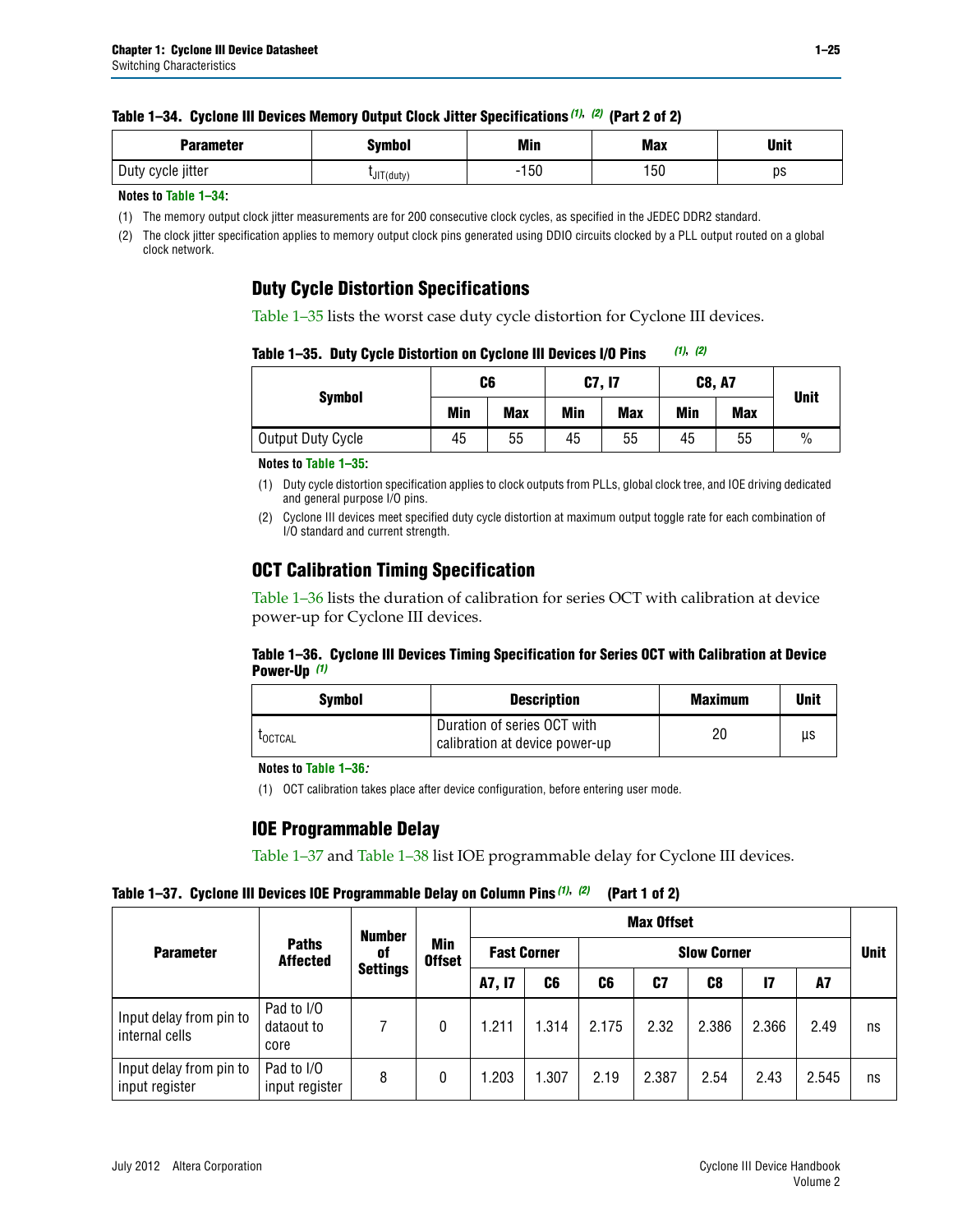**Table 1–34. Cyclone III Devices Memory Output Clock Jitter Specifications (1), (2) (Part 2 of 2)**

| Parameter | Symbol | Min | Max | Unit |
|---|---|---|---|---|
| Duty cycle jitter | $t_{JIT(duty)}$ | -150 | 150 | ps |

**Notes to Table 1–34:**

(1) The memory output clock jitter measurements are for 200 consecutive clock cycles, as specified in the JEDEC DDR2 standard.

(2) The clock jitter specification applies to memory output clock pins generated using DDIO circuits clocked by a PLL output routed on a global clock network.

## Duty Cycle Distortion Specifications

Table 1–35 lists the worst case duty cycle distortion for Cyclone III devices.

**Table 1–35. Duty Cycle Distortion on Cyclone III Devices I/O Pins (1), (2)**

| Symbol | C6 | | C7, I7 | | C8, A7 | | Unit |
|---|---|---|---|---|---|---|---|
| | Min | Max | Min | Max | Min | Max | |
| Output Duty Cycle | 45 | 55 | 45 | 55 | 45 | 55 | % |

**Notes to Table 1–35:**

(1) Duty cycle distortion specification applies to clock outputs from PLLs, global clock tree, and IOE driving dedicated and general purpose I/O pins.

(2) Cyclone III devices meet specified duty cycle distortion at maximum output toggle rate for each combination of I/O standard and current strength.

## OCT Calibration Timing Specification

Table 1–36 lists the duration of calibration for series OCT with calibration at device power-up for Cyclone III devices.

**Table 1–36. Cyclone III Devices Timing Specification for Series OCT with Calibration at Device Power-Up (1)**

| Symbol | Description | Maximum | Unit |
|---|---|---|---|
| $t_{OCTCAL}$ | Duration of series OCT with calibration at device power-up | 20 | µs |

**Notes to Table 1–36:**

(1) OCT calibration takes place after device configuration, before entering user mode.

## IOE Programmable Delay

Table 1–37 and Table 1–38 list IOE programmable delay for Cyclone III devices.

**Table 1–37. Cyclone III Devices IOE Programmable Delay on Column Pins (1), (2) (Part 1 of 2)**

| Parameter | Paths Affected | Number of Settings | Min Offset | Max Offset | | | | | | | Unit |
|---|---|---|---|---|---|---|---|---|---|---|---|
| | | | | Fast Corner | | Slow Corner | | | | | |
| | | | | A7, I7 | C6 | C6 | C7 | C8 | I7 | A7 | |
| Input delay from pin to internal cells | Pad to I/O dataout to core | 7 | 0 | 1.211 | 1.314 | 2.175 | 2.32 | 2.386 | 2.366 | 2.49 | ns |
| Input delay from pin to input register | Pad to I/O input register | 8 | 0 | 1.203 | 1.307 | 2.19 | 2.387 | 2.54 | 2.43 | 2.545 | ns |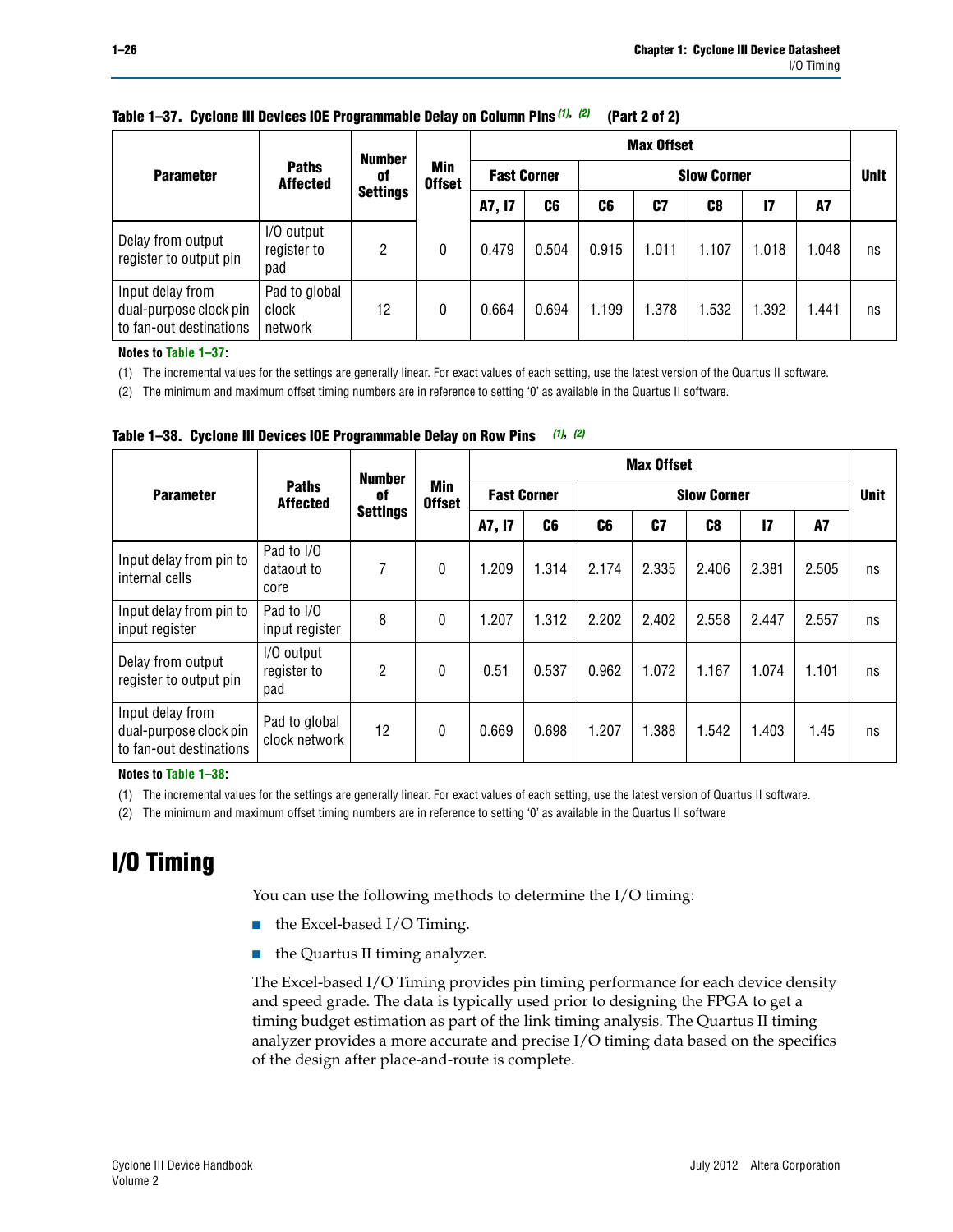**Table 1–37. Cyclone III Devices IOE Programmable Delay on Column Pins** (1), (2) **(Part 2 of 2)**

| Parameter | Paths Affected | Number of Settings | Min Offset | Max Offset | | | | | | | Unit |
|---|---|---|---|---|---|---|---|---|---|---|---|
| | | | | Fast Corner | | Slow Corner | | | | | |
| | | | | A7, I7 | C6 | C6 | C7 | C8 | I7 | A7 | |
| Delay from output register to output pin | I/O output register to pad | 2 | 0 | 0.479 | 0.504 | 0.915 | 1.011 | 1.107 | 1.018 | 1.048 | ns |
| Input delay from dual-purpose clock pin to fan-out destinations | Pad to global clock network | 12 | 0 | 0.664 | 0.694 | 1.199 | 1.378 | 1.532 | 1.392 | 1.441 | ns |

**Notes to Table 1–37:**

(1) The incremental values for the settings are generally linear. For exact values of each setting, use the latest version of the Quartus II software.

(2) The minimum and maximum offset timing numbers are in reference to setting '0' as available in the Quartus II software.

**Table 1–38. Cyclone III Devices IOE Programmable Delay on Row Pins** (1), (2)

| Parameter | Paths Affected | Number of Settings | Min Offset | Max Offset | | | | | | | Unit |
|---|---|---|---|---|---|---|---|---|---|---|---|
| | | | | Fast Corner | | Slow Corner | | | | | |
| | | | | A7, I7 | C6 | C6 | C7 | C8 | I7 | A7 | |
| Input delay from pin to internal cells | Pad to I/O dataout to core | 7 | 0 | 1.209 | 1.314 | 2.174 | 2.335 | 2.406 | 2.381 | 2.505 | ns |
| Input delay from pin to input register | Pad to I/O input register | 8 | 0 | 1.207 | 1.312 | 2.202 | 2.402 | 2.558 | 2.447 | 2.557 | ns |
| Delay from output register to output pin | I/O output register to pad | 2 | 0 | 0.51 | 0.537 | 0.962 | 1.072 | 1.167 | 1.074 | 1.101 | ns |
| Input delay from dual-purpose clock pin to fan-out destinations | Pad to global clock network | 12 | 0 | 0.669 | 0.698 | 1.207 | 1.388 | 1.542 | 1.403 | 1.45 | ns |

**Notes to Table 1–38:**

(1) The incremental values for the settings are generally linear. For exact values of each setting, use the latest version of Quartus II software.

(2) The minimum and maximum offset timing numbers are in reference to setting '0' as available in the Quartus II software

# I/O Timing

You can use the following methods to determine the I/O timing:

- the Excel-based I/O Timing.
- the Quartus II timing analyzer.

The Excel-based I/O Timing provides pin timing performance for each device density and speed grade. The data is typically used prior to designing the FPGA to get a timing budget estimation as part of the link timing analysis. The Quartus II timing analyzer provides a more accurate and precise I/O timing data based on the specifics of the design after place-and-route is complete.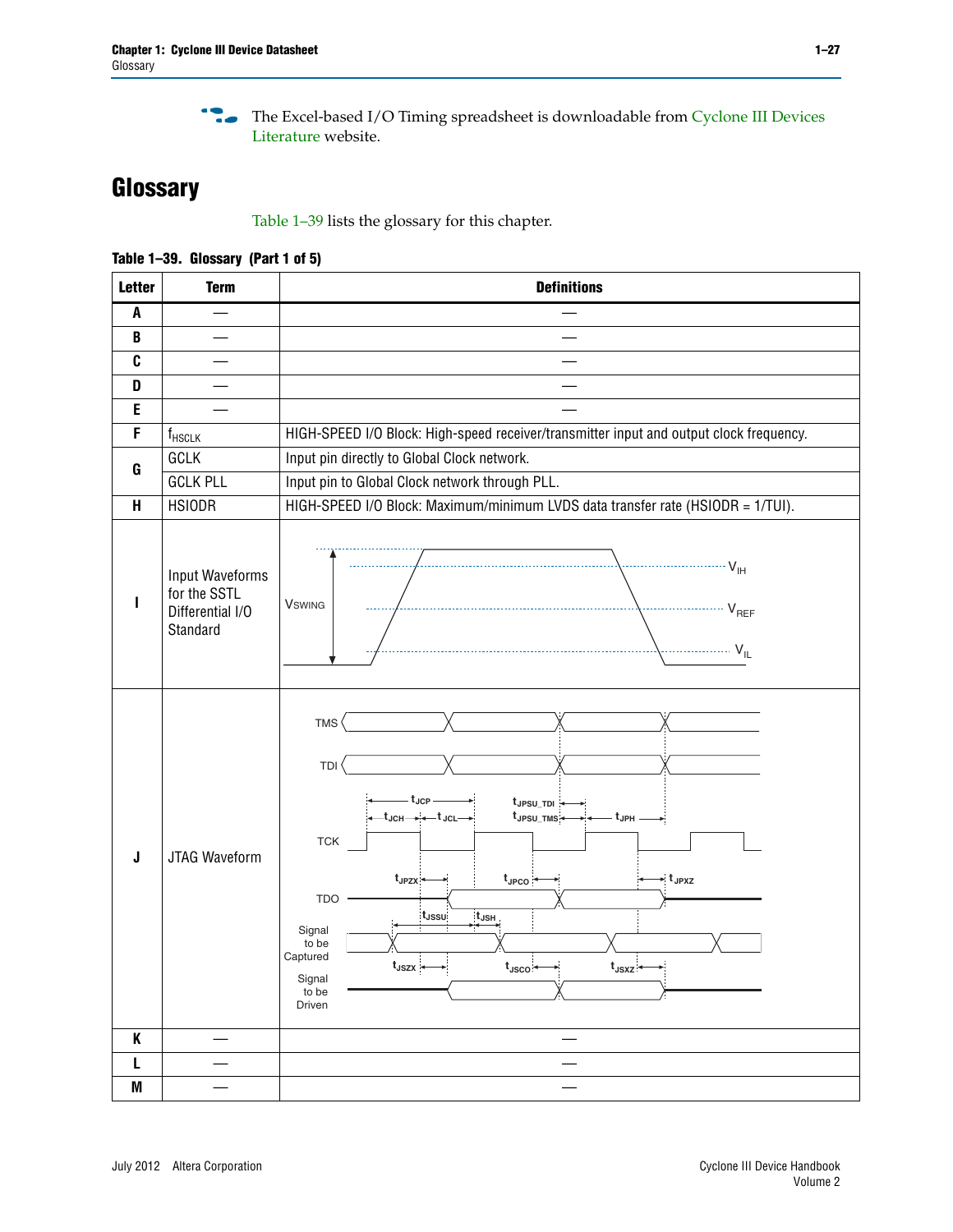The Excel-based I/O Timing spreadsheet is downloadable from Cyclone III Devices Literature website.

## Glossary

Table 1–39 lists the glossary for this chapter.

**Table 1–39. Glossary (Part 1 of 5)**

| Letter | Term | Definitions |
|---|---|---|
| A | — | — |
| B | — | — |
| C | — | — |
| D | — | — |
| E | — | — |
| F | $f_{HSCLK}$ | HIGH-SPEED I/O Block: High-speed receiver/transmitter input and output clock frequency. |
| G | GCLK | Input pin directly to Global Clock network. |
| | GCLK PLL | Input pin to Global Clock network through PLL. |
| H | HSIODR | HIGH-SPEED I/O Block: Maximum/minimum LVDS data transfer rate (HSIODR = 1/TUI). |
| I | Input Waveforms for the SSTL Differential I/O Standard | VSWING, $V_{IH}$, $V_{REF}$, $V_{IL}$ |
| J | JTAG Waveform | TMS, TDI, TCK, TDO, Signal to be Captured, Signal to be Driven; $t_{JCP}$, $t_{JCH}$, $t_{JCL}$, $t_{JPSU\_TDI}$, $t_{JPSU\_TMS}$, $t_{JPH}$, $t_{JPZX}$, $t_{JPCO}$, $t_{JPXZ}$, $t_{JSSU}$, $t_{JSH}$, $t_{JSZX}$, $t_{JSCO}$, $t_{JSXZ}$ |
| K | — | — |
| L | — | — |
| M | — | — |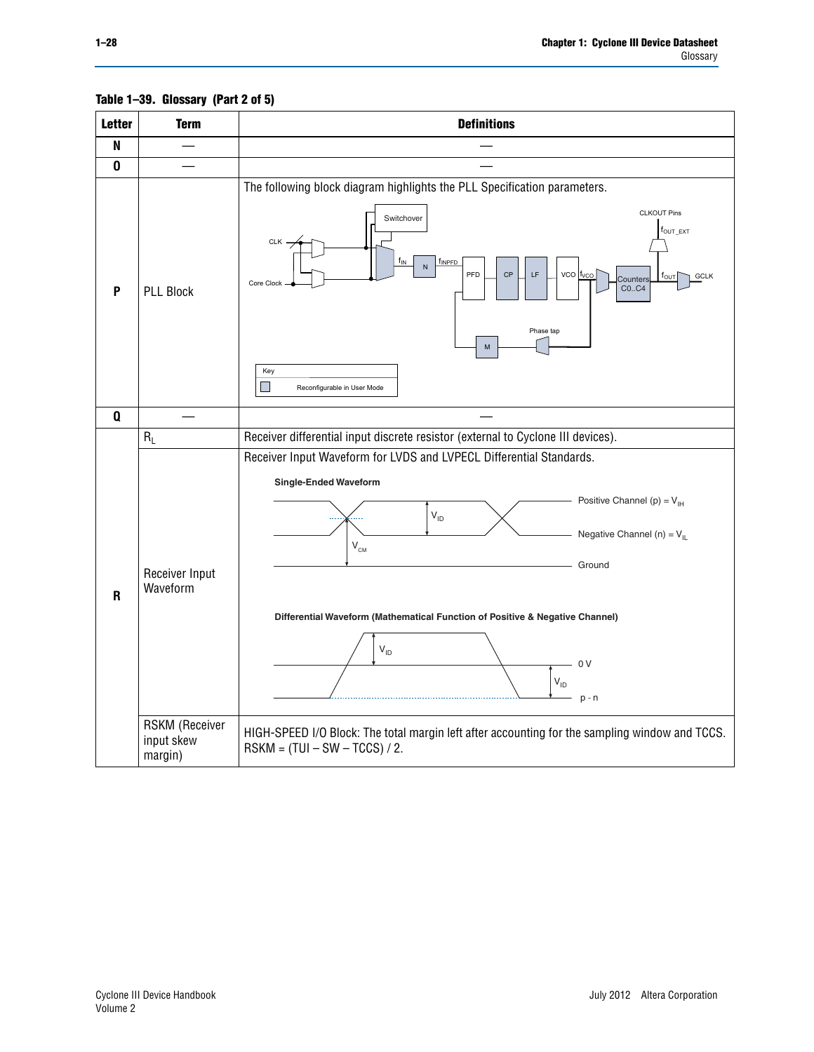**Table 1–39. Glossary (Part 2 of 5)**

| Letter | Term | Definitions |
|---|---|---|
| N | — | — |
| O | — | — |
| P | PLL Block | The following block diagram highlights the PLL Specification parameters. |
| Q | — | — |
| R | $R_L$ | Receiver differential input discrete resistor (external to Cyclone III devices). |
| | Receiver Input Waveform | Receiver Input Waveform for LVDS and LVPECL Differential Standards. |
| | RSKM (Receiver input skew margin) | HIGH-SPEED I/O Block: The total margin left after accounting for the sampling window and TCCS. RSKM = (TUI – SW – TCCS) / 2. |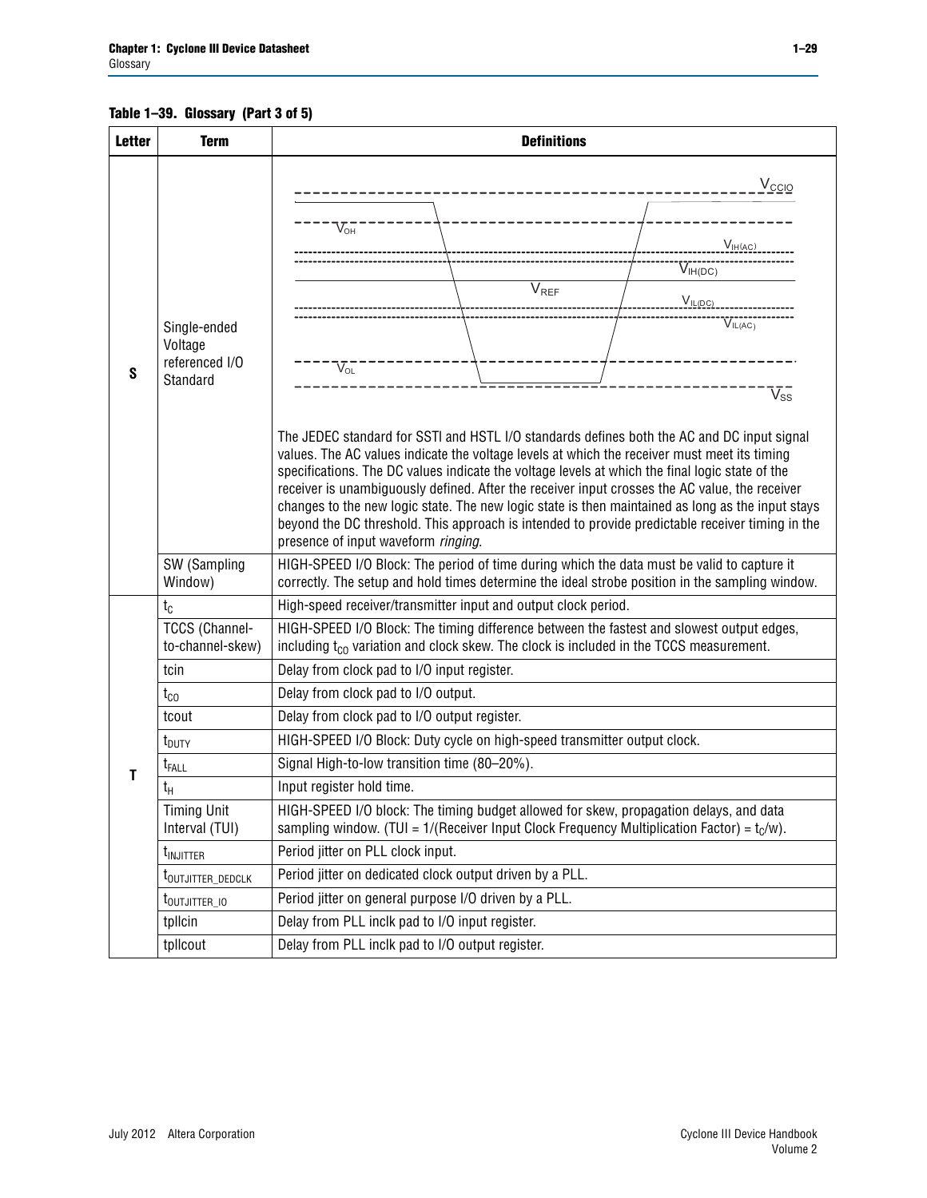**Table 1–39. Glossary (Part 3 of 5)**

| Letter | Term | Definitions |
|---|---|---|
| S | Single-ended Voltage referenced I/O Standard | The JEDEC standard for SSTl and HSTL I/O standards defines both the AC and DC input signal values. The AC values indicate the voltage levels at which the receiver must meet its timing specifications. The DC values indicate the voltage levels at which the final logic state of the receiver is unambiguously defined. After the receiver input crosses the AC value, the receiver changes to the new logic state. The new logic state is then maintained as long as the input stays beyond the DC threshold. This approach is intended to provide predictable receiver timing in the presence of input waveform *ringing*. |
| | SW (Sampling Window) | HIGH-SPEED I/O Block: The period of time during which the data must be valid to capture it correctly. The setup and hold times determine the ideal strobe position in the sampling window. |
| T | $t_C$ | High-speed receiver/transmitter input and output clock period. |
| | TCCS (Channel-to-channel-skew) | HIGH-SPEED I/O Block: The timing difference between the fastest and slowest output edges, including $t_{CO}$ variation and clock skew. The clock is included in the TCCS measurement. |
| | tcin | Delay from clock pad to I/O input register. |
| | $t_{CO}$ | Delay from clock pad to I/O output. |
| | tcout | Delay from clock pad to I/O output register. |
| | $t_{DUTY}$ | HIGH-SPEED I/O Block: Duty cycle on high-speed transmitter output clock. |
| | $t_{FALL}$ | Signal High-to-low transition time (80–20%). |
| | $t_H$ | Input register hold time. |
| | Timing Unit Interval (TUI) | HIGH-SPEED I/O block: The timing budget allowed for skew, propagation delays, and data sampling window. (TUI = 1/(Receiver Input Clock Frequency Multiplication Factor) = $t_C$/w). |
| | $t_{INJITTER}$ | Period jitter on PLL clock input. |
| | $t_{OUTJITTER\_DEDCLK}$ | Period jitter on dedicated clock output driven by a PLL. |
| | $t_{OUTJITTER\_IO}$ | Period jitter on general purpose I/O driven by a PLL. |
| | tpllcin | Delay from PLL inclk pad to I/O input register. |
| | tpllcout | Delay from PLL inclk pad to I/O output register. |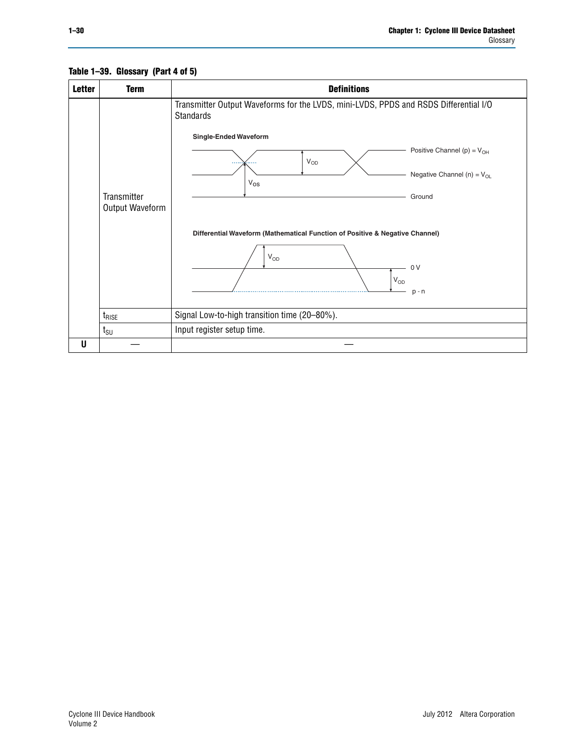**Table 1–39. Glossary (Part 4 of 5)**

| Letter | Term | Definitions |
|---|---|---|
| | Transmitter Output Waveform | Transmitter Output Waveforms for the LVDS, mini-LVDS, PPDS and RSDS Differential I/O Standards<br><br>**Single-Ended Waveform**<br>Positive Channel (p) = $V_{OH}$<br>$V_{OD}$<br>Negative Channel (n) = $V_{OL}$<br>$V_{OS}$<br>Ground<br><br>**Differential Waveform (Mathematical Function of Positive & Negative Channel)**<br>$V_{OD}$<br>0 V<br>$V_{OD}$<br>p - n |
| | $t_{RISE}$ | Signal Low-to-high transition time (20–80%). |
| | $t_{SU}$ | Input register setup time. |
| U | — | — |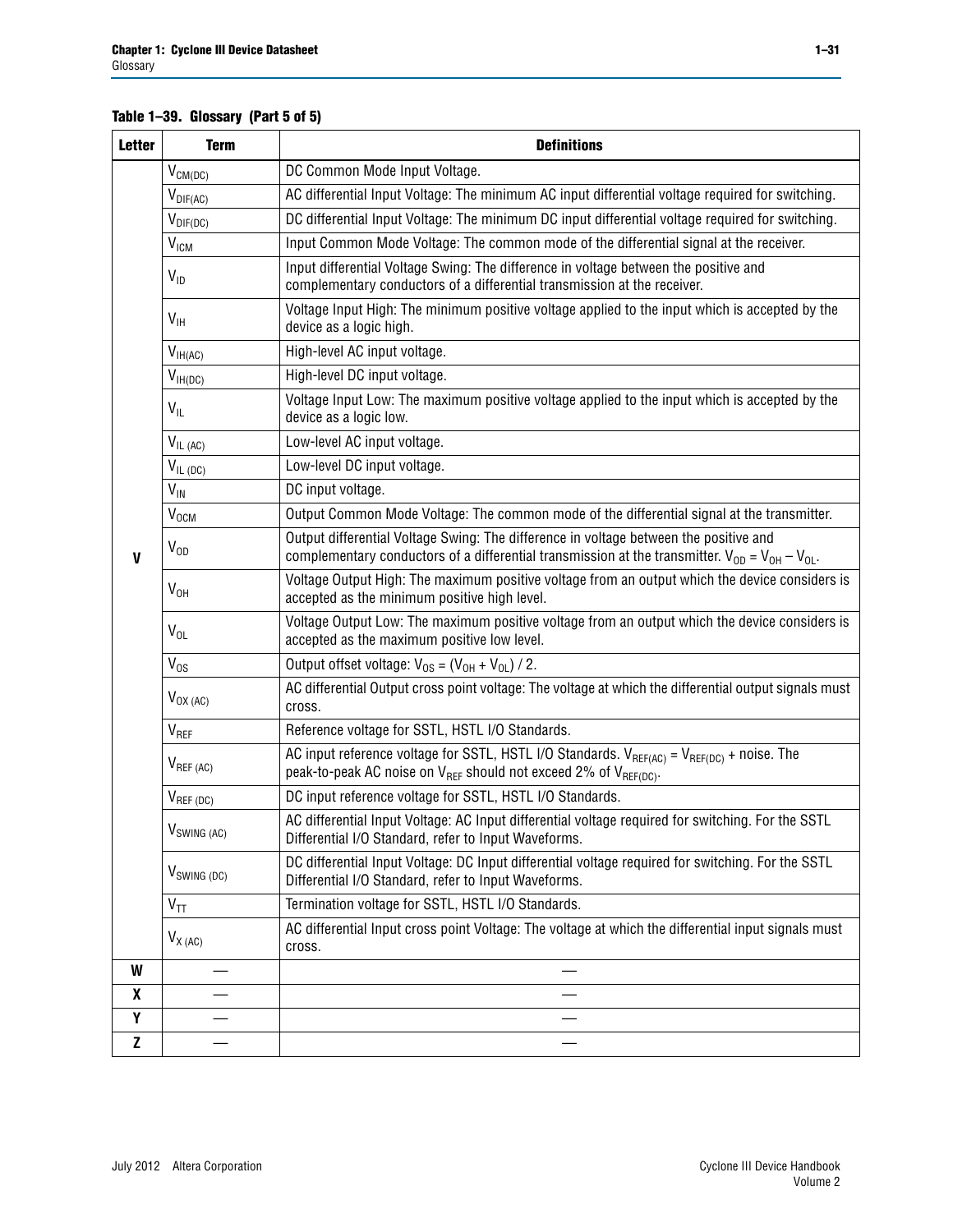**Table 1–39. Glossary (Part 5 of 5)**

| Letter | Term | Definitions |
|---|---|---|
| V | $V_{CM(DC)}$ | DC Common Mode Input Voltage. |
| | $V_{DIF(AC)}$ | AC differential Input Voltage: The minimum AC input differential voltage required for switching. |
| | $V_{DIF(DC)}$ | DC differential Input Voltage: The minimum DC input differential voltage required for switching. |
| | $V_{ICM}$ | Input Common Mode Voltage: The common mode of the differential signal at the receiver. |
| | $V_{ID}$ | Input differential Voltage Swing: The difference in voltage between the positive and complementary conductors of a differential transmission at the receiver. |
| | $V_{IH}$ | Voltage Input High: The minimum positive voltage applied to the input which is accepted by the device as a logic high. |
| | $V_{IH(AC)}$ | High-level AC input voltage. |
| | $V_{IH(DC)}$ | High-level DC input voltage. |
| | $V_{IL}$ | Voltage Input Low: The maximum positive voltage applied to the input which is accepted by the device as a logic low. |
| | $V_{IL\ (AC)}$ | Low-level AC input voltage. |
| | $V_{IL\ (DC)}$ | Low-level DC input voltage. |
| | $V_{IN}$ | DC input voltage. |
| | $V_{OCM}$ | Output Common Mode Voltage: The common mode of the differential signal at the transmitter. |
| | $V_{OD}$ | Output differential Voltage Swing: The difference in voltage between the positive and complementary conductors of a differential transmission at the transmitter. $V_{OD} = V_{OH} – V_{OL}$. |
| | $V_{OH}$ | Voltage Output High: The maximum positive voltage from an output which the device considers is accepted as the minimum positive high level. |
| | $V_{OL}$ | Voltage Output Low: The maximum positive voltage from an output which the device considers is accepted as the maximum positive low level. |
| | $V_{OS}$ | Output offset voltage: $V_{OS} = (V_{OH} + V_{OL}) / 2$. |
| | $V_{OX\ (AC)}$ | AC differential Output cross point voltage: The voltage at which the differential output signals must cross. |
| | $V_{REF}$ | Reference voltage for SSTL, HSTL I/O Standards. |
| | $V_{REF\ (AC)}$ | AC input reference voltage for SSTL, HSTL I/O Standards. $V_{REF(AC)} = V_{REF(DC)}$ + noise. The peak-to-peak AC noise on $V_{REF}$ should not exceed 2% of $V_{REF(DC)}$. |
| | $V_{REF\ (DC)}$ | DC input reference voltage for SSTL, HSTL I/O Standards. |
| | $V_{SWING\ (AC)}$ | AC differential Input Voltage: AC Input differential voltage required for switching. For the SSTL Differential I/O Standard, refer to Input Waveforms. |
| | $V_{SWING\ (DC)}$ | DC differential Input Voltage: DC Input differential voltage required for switching. For the SSTL Differential I/O Standard, refer to Input Waveforms. |
| | $V_{TT}$ | Termination voltage for SSTL, HSTL I/O Standards. |
| | $V_{X\ (AC)}$ | AC differential Input cross point Voltage: The voltage at which the differential input signals must cross. |
| W | — | — |
| X | — | — |
| Y | — | — |
| Z | — | — |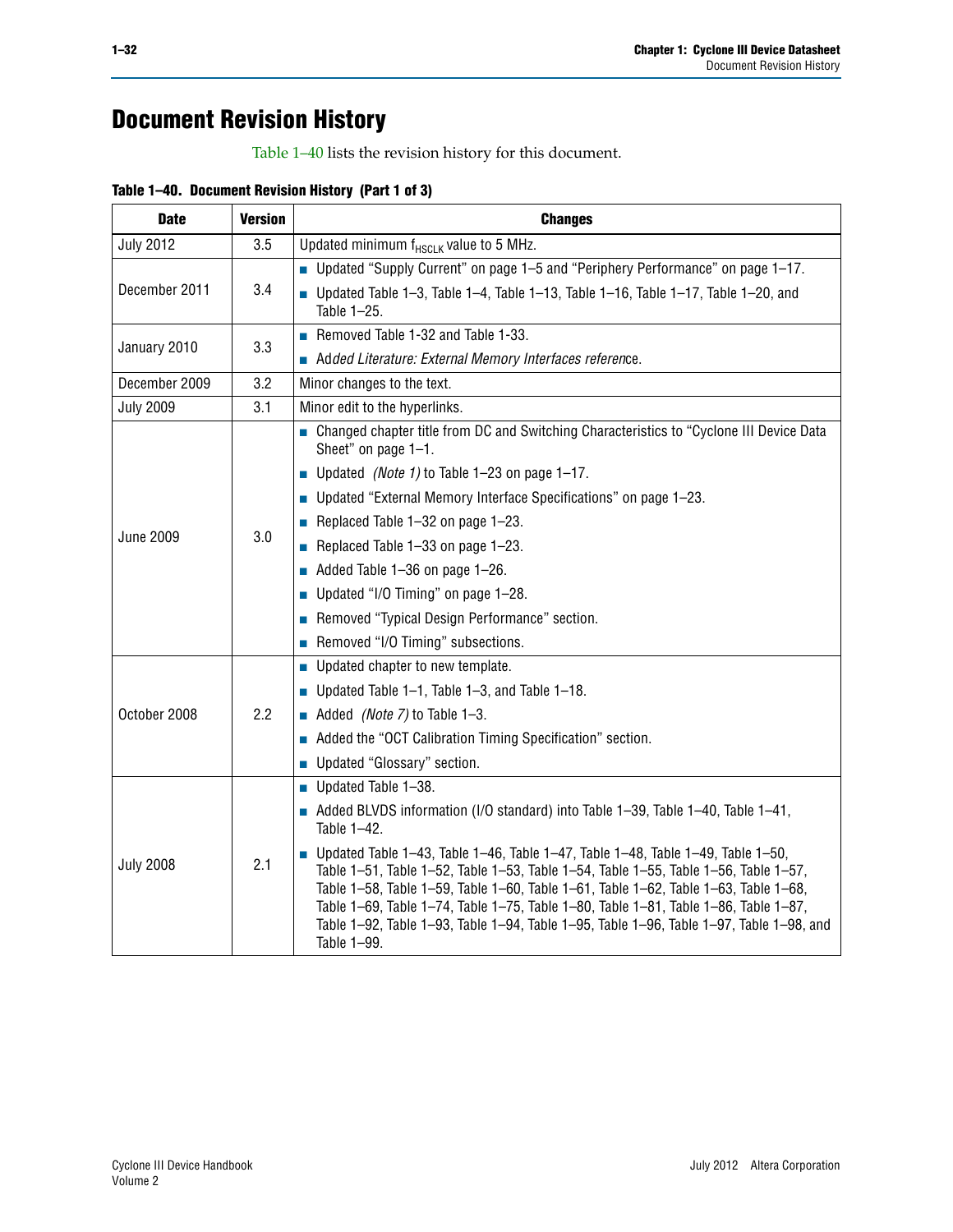# Document Revision History

Table 1–40 lists the revision history for this document.

**Table 1–40. Document Revision History (Part 1 of 3)**

| Date | Version | Changes |
|---|---|---|
| July 2012 | 3.5 | Updated minimum $f_{HSCLK}$ value to 5 MHz. |
| December 2011 | 3.4 | ■ Updated “Supply Current” on page 1–5 and “Periphery Performance” on page 1–17.<br>■ Updated Table 1–3, Table 1–4, Table 1–13, Table 1–16, Table 1–17, Table 1–20, and Table 1–25. |
| January 2010 | 3.3 | ■ Removed Table 1-32 and Table 1-33.<br>■ Added *Literature: External Memory Interfaces reference*. |
| December 2009 | 3.2 | Minor changes to the text. |
| July 2009 | 3.1 | Minor edit to the hyperlinks. |
| June 2009 | 3.0 | ■ Changed chapter title from DC and Switching Characteristics to “Cyclone III Device Data Sheet” on page 1–1.<br>■ Updated *(Note 1)* to Table 1–23 on page 1–17.<br>■ Updated “External Memory Interface Specifications” on page 1–23.<br>■ Replaced Table 1–32 on page 1–23.<br>■ Replaced Table 1–33 on page 1–23.<br>■ Added Table 1–36 on page 1–26.<br>■ Updated “I/O Timing” on page 1–28.<br>■ Removed “Typical Design Performance” section.<br>■ Removed “I/O Timing” subsections. |
| October 2008 | 2.2 | ■ Updated chapter to new template.<br>■ Updated Table 1–1, Table 1–3, and Table 1–18.<br>■ Added *(Note 7)* to Table 1–3.<br>■ Added the “OCT Calibration Timing Specification” section.<br>■ Updated “Glossary” section. |
| July 2008 | 2.1 | ■ Updated Table 1–38.<br>■ Added BLVDS information (I/O standard) into Table 1–39, Table 1–40, Table 1–41, Table 1–42.<br>■ Updated Table 1–43, Table 1–46, Table 1–47, Table 1–48, Table 1–49, Table 1–50, Table 1–51, Table 1–52, Table 1–53, Table 1–54, Table 1–55, Table 1–56, Table 1–57, Table 1–58, Table 1–59, Table 1–60, Table 1–61, Table 1–62, Table 1–63, Table 1–68, Table 1–69, Table 1–74, Table 1–75, Table 1–80, Table 1–81, Table 1–86, Table 1–87, Table 1–92, Table 1–93, Table 1–94, Table 1–95, Table 1–96, Table 1–97, Table 1–98, and Table 1–99. |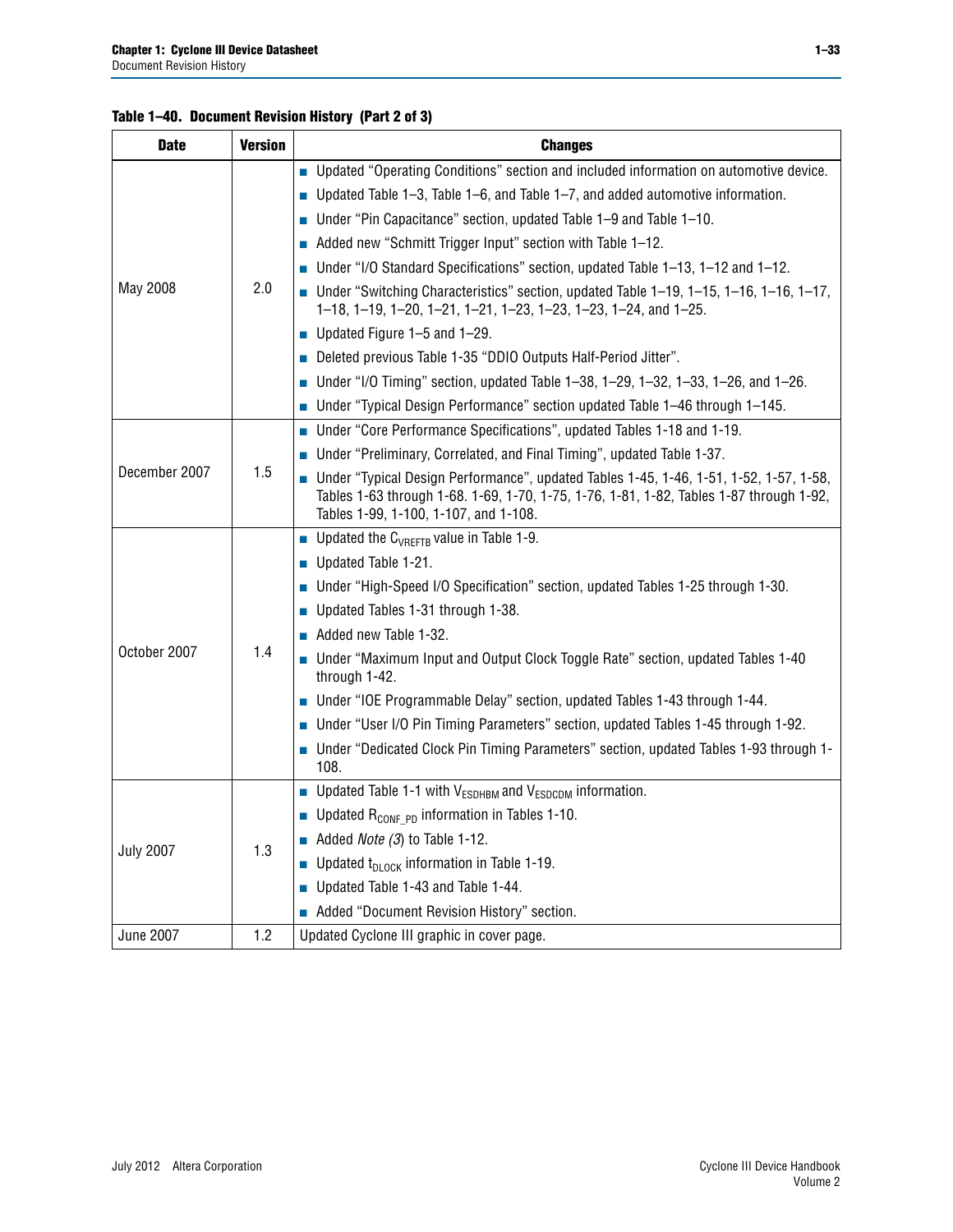**Table 1–40. Document Revision History (Part 2 of 3)**

| Date | Version | Changes |
|---|---|---|
| May 2008 | 2.0 | ■ Updated "Operating Conditions" section and included information on automotive device.<br>■ Updated Table 1–3, Table 1–6, and Table 1–7, and added automotive information.<br>■ Under "Pin Capacitance" section, updated Table 1–9 and Table 1–10.<br>■ Added new "Schmitt Trigger Input" section with Table 1–12.<br>■ Under "I/O Standard Specifications" section, updated Table 1–13, 1–12 and 1–12.<br>■ Under "Switching Characteristics" section, updated Table 1–19, 1–15, 1–16, 1–16, 1–17, 1–18, 1–19, 1–20, 1–21, 1–21, 1–23, 1–23, 1–23, 1–24, and 1–25.<br>■ Updated Figure 1–5 and 1–29.<br>■ Deleted previous Table 1-35 "DDIO Outputs Half-Period Jitter".<br>■ Under "I/O Timing" section, updated Table 1–38, 1–29, 1–32, 1–33, 1–26, and 1–26.<br>■ Under "Typical Design Performance" section updated Table 1–46 through 1–145. |
| December 2007 | 1.5 | ■ Under "Core Performance Specifications", updated Tables 1-18 and 1-19.<br>■ Under "Preliminary, Correlated, and Final Timing", updated Table 1-37.<br>■ Under "Typical Design Performance", updated Tables 1-45, 1-46, 1-51, 1-52, 1-57, 1-58, Tables 1-63 through 1-68. 1-69, 1-70, 1-75, 1-76, 1-81, 1-82, Tables 1-87 through 1-92, Tables 1-99, 1-100, 1-107, and 1-108. |
| October 2007 | 1.4 | ■ Updated the $C_{VREFTB}$ value in Table 1-9.<br>■ Updated Table 1-21.<br>■ Under "High-Speed I/O Specification" section, updated Tables 1-25 through 1-30.<br>■ Updated Tables 1-31 through 1-38.<br>■ Added new Table 1-32.<br>■ Under "Maximum Input and Output Clock Toggle Rate" section, updated Tables 1-40 through 1-42.<br>■ Under "IOE Programmable Delay" section, updated Tables 1-43 through 1-44.<br>■ Under "User I/O Pin Timing Parameters" section, updated Tables 1-45 through 1-92.<br>■ Under "Dedicated Clock Pin Timing Parameters" section, updated Tables 1-93 through 1-108. |
| July 2007 | 1.3 | ■ Updated Table 1-1 with $V_{ESDHBM}$ and $V_{ESDCDM}$ information.<br>■ Updated $R_{CONF\_PD}$ information in Tables 1-10.<br>■ Added *Note (3)* to Table 1-12.<br>■ Updated $t_{DLOCK}$ information in Table 1-19.<br>■ Updated Table 1-43 and Table 1-44.<br>■ Added "Document Revision History" section. |
| June 2007 | 1.2 | Updated Cyclone III graphic in cover page. |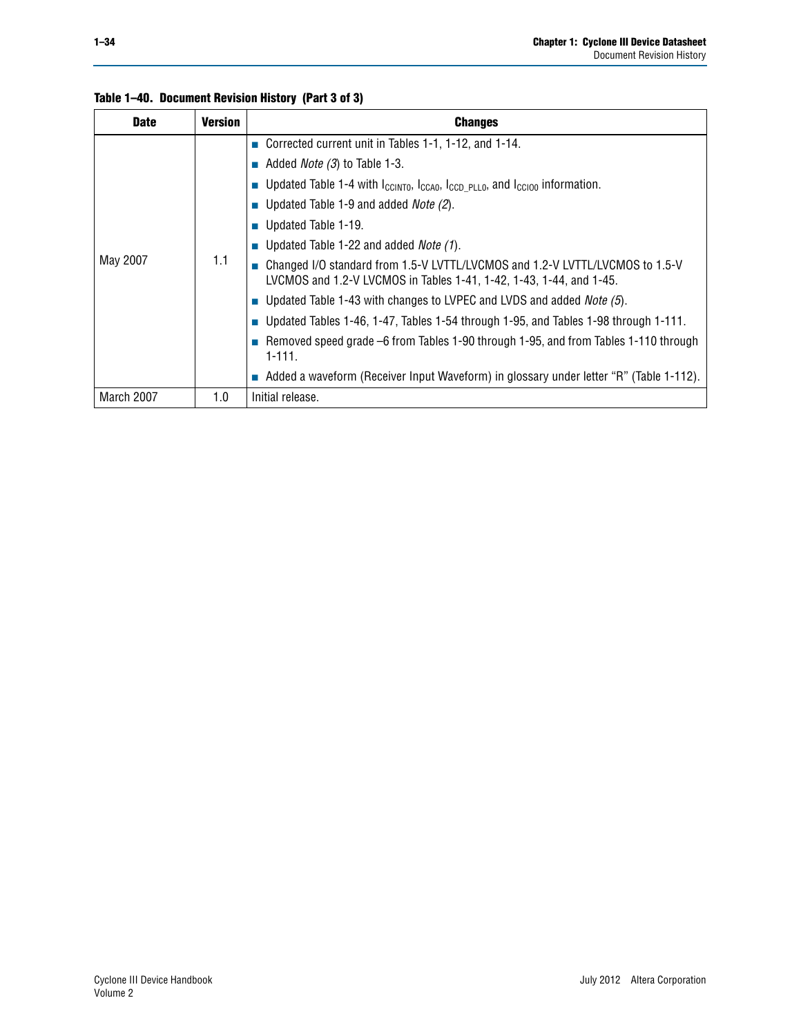**Table 1–40. Document Revision History (Part 3 of 3)**

| Date | Version | Changes |
|---|---|---|
| May 2007 | 1.1 | ■ Corrected current unit in Tables 1-1, 1-12, and 1-14.<br>■ Added *Note (3)* to Table 1-3.<br>■ Updated Table 1-4 with $I_{CCINT0}$, $I_{CCA0}$, $I_{CCD\_PLL0}$, and $I_{CCIO0}$ information.<br>■ Updated Table 1-9 and added *Note (2)*.<br>■ Updated Table 1-19.<br>■ Updated Table 1-22 and added *Note (1)*.<br>■ Changed I/O standard from 1.5-V LVTTL/LVCMOS and 1.2-V LVTTL/LVCMOS to 1.5-V LVCMOS and 1.2-V LVCMOS in Tables 1-41, 1-42, 1-43, 1-44, and 1-45.<br>■ Updated Table 1-43 with changes to LVPEC and LVDS and added *Note (5)*.<br>■ Updated Tables 1-46, 1-47, Tables 1-54 through 1-95, and Tables 1-98 through 1-111.<br>■ Removed speed grade –6 from Tables 1-90 through 1-95, and from Tables 1-110 through 1-111.<br>■ Added a waveform (Receiver Input Waveform) in glossary under letter "R" (Table 1-112). |
| March 2007 | 1.0 | Initial release. |